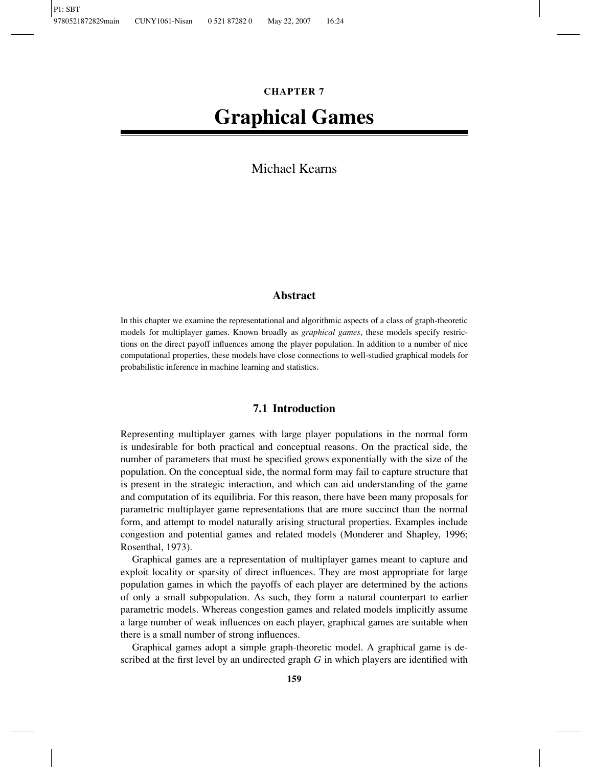CHAPTER 7

# Graphical Games

Michael Kearns

## Abstract

In this chapter we examine the representational and algorithmic aspects of a class of graph-theoretic models for multiplayer games. Known broadly as *graphical games*, these models specify restrictions on the direct payoff influences among the player population. In addition to a number of nice computational properties, these models have close connections to well-studied graphical models for probabilistic inference in machine learning and statistics.

## 7.1 Introduction

Representing multiplayer games with large player populations in the normal form is undesirable for both practical and conceptual reasons. On the practical side, the number of parameters that must be specified grows exponentially with the size of the population. On the conceptual side, the normal form may fail to capture structure that is present in the strategic interaction, and which can aid understanding of the game and computation of its equilibria. For this reason, there have been many proposals for parametric multiplayer game representations that are more succinct than the normal form, and attempt to model naturally arising structural properties. Examples include congestion and potential games and related models (Monderer and Shapley, 1996; Rosenthal, 1973).

Graphical games are a representation of multiplayer games meant to capture and exploit locality or sparsity of direct influences. They are most appropriate for large population games in which the payoffs of each player are determined by the actions of only a small subpopulation. As such, they form a natural counterpart to earlier parametric models. Whereas congestion games and related models implicitly assume a large number of weak influences on each player, graphical games are suitable when there is a small number of strong influences.

Graphical games adopt a simple graph-theoretic model. A graphical game is described at the first level by an undirected graph $G$ in which players are identified with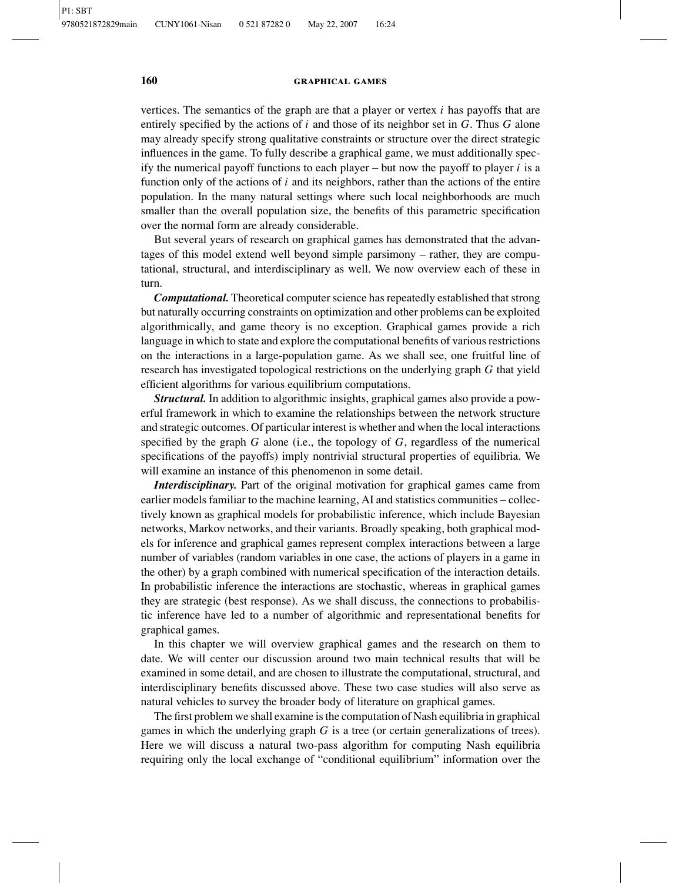vertices. The semantics of the graph are that a player or vertex $i$ has payoffs that are entirely specified by the actions of $i$ and those of its neighbor set in $G$. Thus $G$ alone may already specify strong qualitative constraints or structure over the direct strategic influences in the game. To fully describe a graphical game, we must additionally specify the numerical payoff functions to each player – but now the payoff to player $i$ is a function only of the actions of $i$ and its neighbors, rather than the actions of the entire population. In the many natural settings where such local neighborhoods are much smaller than the overall population size, the benefits of this parametric specification over the normal form are already considerable.

But several years of research on graphical games has demonstrated that the advantages of this model extend well beyond simple parsimony – rather, they are computational, structural, and interdisciplinary as well. We now overview each of these in turn.

***Computational.*** Theoretical computer science has repeatedly established that strong but naturally occurring constraints on optimization and other problems can be exploited algorithmically, and game theory is no exception. Graphical games provide a rich language in which to state and explore the computational benefits of various restrictions on the interactions in a large-population game. As we shall see, one fruitful line of research has investigated topological restrictions on the underlying graph $G$ that yield efficient algorithms for various equilibrium computations.

***Structural.*** In addition to algorithmic insights, graphical games also provide a powerful framework in which to examine the relationships between the network structure and strategic outcomes. Of particular interest is whether and when the local interactions specified by the graph $G$ alone (i.e., the topology of $G$, regardless of the numerical specifications of the payoffs) imply nontrivial structural properties of equilibria. We will examine an instance of this phenomenon in some detail.

***Interdisciplinary.*** Part of the original motivation for graphical games came from earlier models familiar to the machine learning, AI and statistics communities – collectively known as graphical models for probabilistic inference, which include Bayesian networks, Markov networks, and their variants. Broadly speaking, both graphical models for inference and graphical games represent complex interactions between a large number of variables (random variables in one case, the actions of players in a game in the other) by a graph combined with numerical specification of the interaction details. In probabilistic inference the interactions are stochastic, whereas in graphical games they are strategic (best response). As we shall discuss, the connections to probabilistic inference have led to a number of algorithmic and representational benefits for graphical games.

In this chapter we will overview graphical games and the research on them to date. We will center our discussion around two main technical results that will be examined in some detail, and are chosen to illustrate the computational, structural, and interdisciplinary benefits discussed above. These two case studies will also serve as natural vehicles to survey the broader body of literature on graphical games.

The first problem we shall examine is the computation of Nash equilibria in graphical games in which the underlying graph $G$ is a tree (or certain generalizations of trees). Here we will discuss a natural two-pass algorithm for computing Nash equilibria requiring only the local exchange of "conditional equilibrium" information over the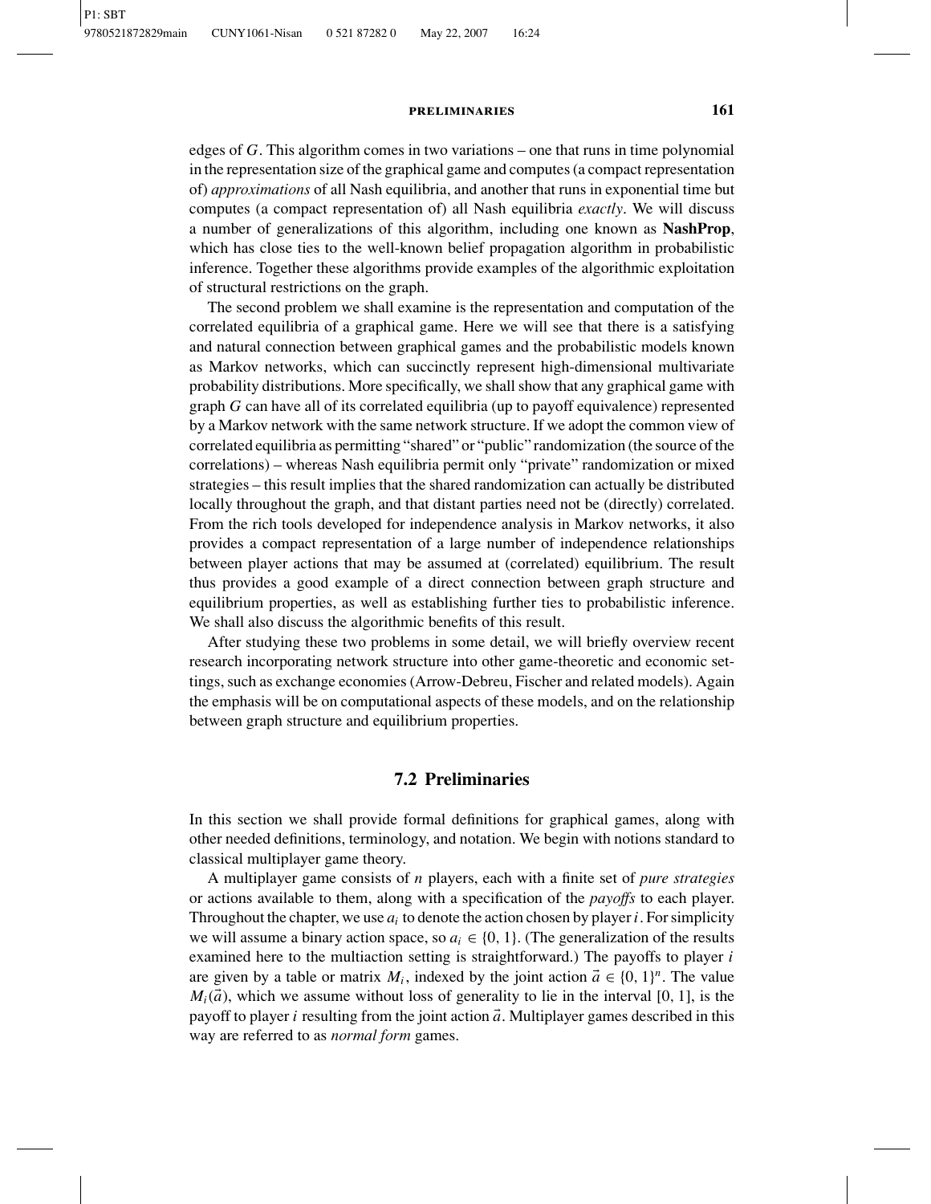edges of $G$. This algorithm comes in two variations – one that runs in time polynomial in the representation size of the graphical game and computes (a compact representation of) *approximations* of all Nash equilibria, and another that runs in exponential time but computes (a compact representation of) all Nash equilibria *exactly*. We will discuss a number of generalizations of this algorithm, including one known as **NashProp**, which has close ties to the well-known belief propagation algorithm in probabilistic inference. Together these algorithms provide examples of the algorithmic exploitation of structural restrictions on the graph.

The second problem we shall examine is the representation and computation of the correlated equilibria of a graphical game. Here we will see that there is a satisfying and natural connection between graphical games and the probabilistic models known as Markov networks, which can succinctly represent high-dimensional multivariate probability distributions. More specifically, we shall show that any graphical game with graph $G$ can have all of its correlated equilibria (up to payoff equivalence) represented by a Markov network with the same network structure. If we adopt the common view of correlated equilibria as permitting "shared" or "public" randomization (the source of the correlations) – whereas Nash equilibria permit only "private" randomization or mixed strategies – this result implies that the shared randomization can actually be distributed locally throughout the graph, and that distant parties need not be (directly) correlated. From the rich tools developed for independence analysis in Markov networks, it also provides a compact representation of a large number of independence relationships between player actions that may be assumed at (correlated) equilibrium. The result thus provides a good example of a direct connection between graph structure and equilibrium properties, as well as establishing further ties to probabilistic inference. We shall also discuss the algorithmic benefits of this result.

After studying these two problems in some detail, we will briefly overview recent research incorporating network structure into other game-theoretic and economic settings, such as exchange economies (Arrow-Debreu, Fischer and related models). Again the emphasis will be on computational aspects of these models, and on the relationship between graph structure and equilibrium properties.

## 7.2 Preliminaries

In this section we shall provide formal definitions for graphical games, along with other needed definitions, terminology, and notation. We begin with notions standard to classical multiplayer game theory.

A multiplayer game consists of $n$ players, each with a finite set of *pure strategies* or actions available to them, along with a specification of the *payoffs* to each player. Throughout the chapter, we use $a_i$ to denote the action chosen by player $i$. For simplicity we will assume a binary action space, so $a_i \in \{0, 1\}$. (The generalization of the results examined here to the multiaction setting is straightforward.) The payoffs to player $i$ are given by a table or matrix $M_i$, indexed by the joint action $\vec{a} \in \{0, 1\}^n$. The value $M_i(\vec{a})$, which we assume without loss of generality to lie in the interval $[0, 1]$, is the payoff to player $i$ resulting from the joint action $\vec{a}$. Multiplayer games described in this way are referred to as *normal form* games.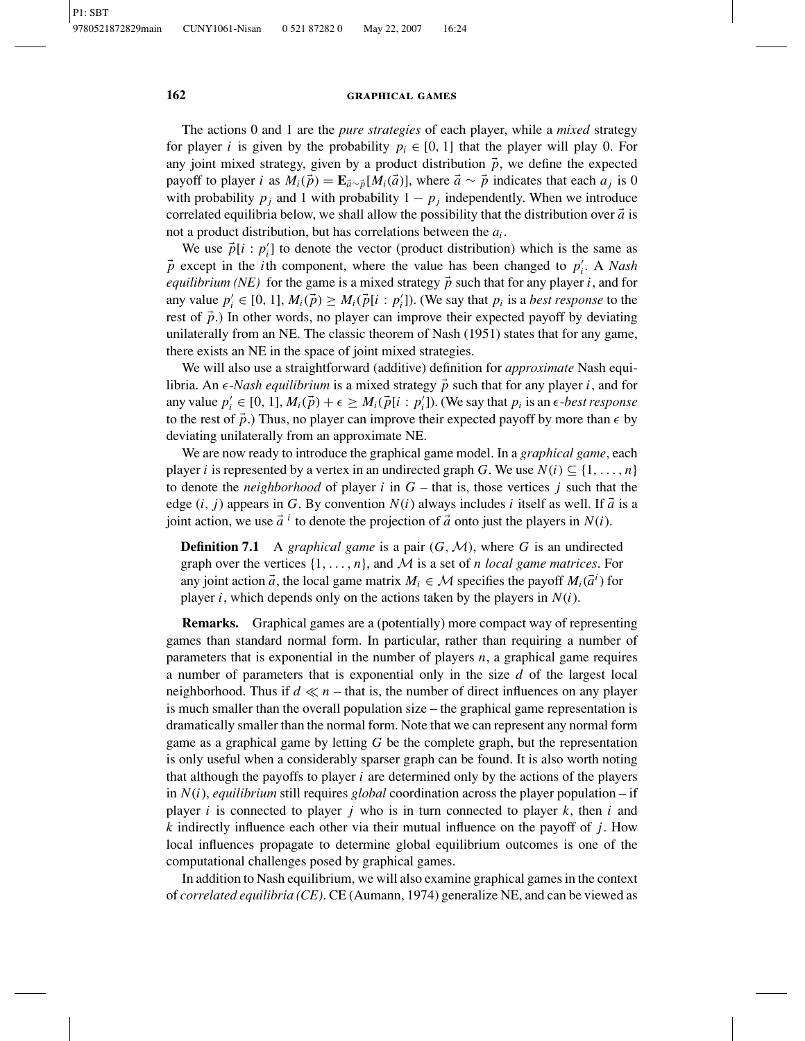The actions 0 and 1 are the *pure strategies* of each player, while a *mixed* strategy for player $i$ is given by the probability $p_i \in [0, 1]$ that the player will play 0. For any joint mixed strategy, given by a product distribution $\vec{p}$, we define the expected payoff to player $i$ as $M_i(\vec{p}) = \mathbf{E}_{\vec{a} \sim \vec{p}}[M_i(\vec{a})]$, where $\vec{a} \sim \vec{p}$ indicates that each $a_j$ is 0 with probability $p_j$ and 1 with probability $1 - p_j$ independently. When we introduce correlated equilibria below, we shall allow the possibility that the distribution over $\vec{a}$ is not a product distribution, but has correlations between the $a_i$.

We use $\vec{p}[i : p'_i]$ to denote the vector (product distribution) which is the same as $\vec{p}$ except in the $i$th component, where the value has been changed to $p'_i$. A *Nash equilibrium (NE)* for the game is a mixed strategy $\vec{p}$ such that for any player $i$, and for any value $p'_i \in [0, 1]$, $M_i(\vec{p}) \geq M_i(\vec{p}[i : p'_i])$. (We say that $p_i$ is a *best response* to the rest of $\vec{p}$.) In other words, no player can improve their expected payoff by deviating unilaterally from an NE. The classic theorem of Nash (1951) states that for any game, there exists an NE in the space of joint mixed strategies.

We will also use a straightforward (additive) definition for *approximate* Nash equilibria. An $\epsilon$*-Nash equilibrium* is a mixed strategy $\vec{p}$ such that for any player $i$, and for any value $p'_i \in [0, 1]$, $M_i(\vec{p}) + \epsilon \geq M_i(\vec{p}[i : p'_i])$. (We say that $p_i$ is an $\epsilon$*-best response* to the rest of $\vec{p}$.) Thus, no player can improve their expected payoff by more than $\epsilon$ by deviating unilaterally from an approximate NE.

We are now ready to introduce the graphical game model. In a *graphical game*, each player $i$ is represented by a vertex in an undirected graph $G$. We use $N(i) \subseteq \{1, \ldots, n\}$ to denote the *neighborhood* of player $i$ in $G$ – that is, those vertices $j$ such that the edge $(i, j)$ appears in $G$. By convention $N(i)$ always includes $i$ itself as well. If $\vec{a}$ is a joint action, we use $\vec{a}^{\,i}$ to denote the projection of $\vec{a}$ onto just the players in $N(i)$.

**Definition 7.1** A *graphical game* is a pair $(G, \mathcal{M})$, where $G$ is an undirected graph over the vertices $\{1, \ldots, n\}$, and $\mathcal{M}$ is a set of $n$ *local game matrices*. For any joint action $\vec{a}$, the local game matrix $M_i \in \mathcal{M}$ specifies the payoff $M_i(\vec{a}^{\,i})$ for player $i$, which depends only on the actions taken by the players in $N(i)$.

**Remarks.** Graphical games are a (potentially) more compact way of representing games than standard normal form. In particular, rather than requiring a number of parameters that is exponential in the number of players $n$, a graphical game requires a number of parameters that is exponential only in the size $d$ of the largest local neighborhood. Thus if $d \ll n$ – that is, the number of direct influences on any player is much smaller than the overall population size – the graphical game representation is dramatically smaller than the normal form. Note that we can represent any normal form game as a graphical game by letting $G$ be the complete graph, but the representation is only useful when a considerably sparser graph can be found. It is also worth noting that although the payoffs to player $i$ are determined only by the actions of the players in $N(i)$, *equilibrium* still requires *global* coordination across the player population – if player $i$ is connected to player $j$ who is in turn connected to player $k$, then $i$ and $k$ indirectly influence each other via their mutual influence on the payoff of $j$. How local influences propagate to determine global equilibrium outcomes is one of the computational challenges posed by graphical games.

In addition to Nash equilibrium, we will also examine graphical games in the context of *correlated equilibria (CE)*. CE (Aumann, 1974) generalize NE, and can be viewed as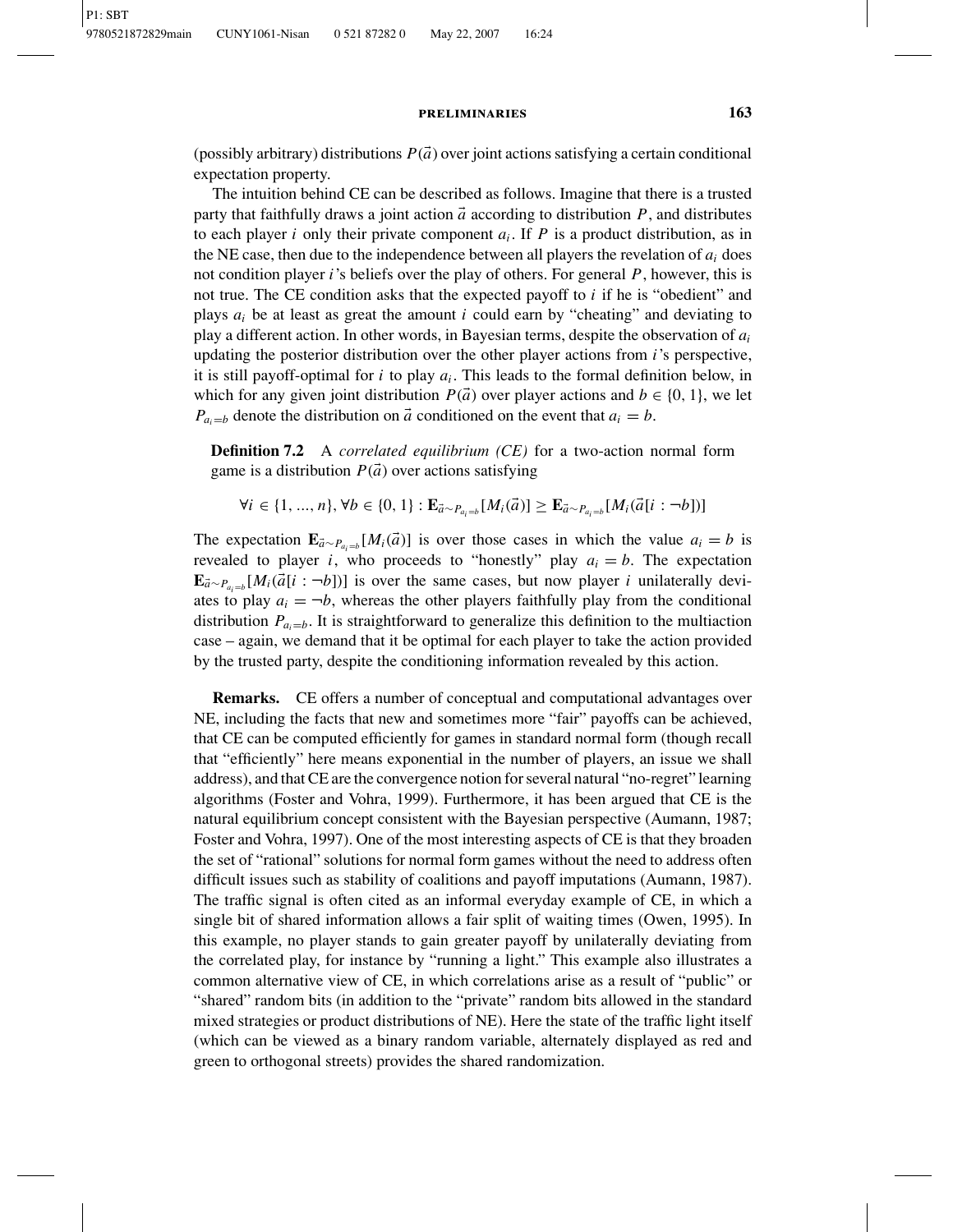(possibly arbitrary) distributions $P(\vec{a})$ over joint actions satisfying a certain conditional expectation property.

The intuition behind CE can be described as follows. Imagine that there is a trusted party that faithfully draws a joint action $\vec{a}$ according to distribution $P$, and distributes to each player $i$ only their private component $a_i$. If $P$ is a product distribution, as in the NE case, then due to the independence between all players the revelation of $a_i$ does not condition player $i$'s beliefs over the play of others. For general $P$, however, this is not true. The CE condition asks that the expected payoff to $i$ if he is "obedient" and plays $a_i$ be at least as great the amount $i$ could earn by "cheating" and deviating to play a different action. In other words, in Bayesian terms, despite the observation of $a_i$ updating the posterior distribution over the other player actions from $i$'s perspective, it is still payoff-optimal for $i$ to play $a_i$. This leads to the formal definition below, in which for any given joint distribution $P(\vec{a})$ over player actions and $b \in \{0, 1\}$, we let $P_{a_i=b}$ denote the distribution on $\vec{a}$ conditioned on the event that $a_i = b$.

**Definition 7.2** A *correlated equilibrium (CE)* for a two-action normal form game is a distribution $P(\vec{a})$ over actions satisfying

$$\forall i \in \{1, ..., n\}, \forall b \in \{0, 1\} : \mathbf{E}_{\vec{a} \sim P_{a_i=b}}[M_i(\vec{a})] \geq \mathbf{E}_{\vec{a} \sim P_{a_i=b}}[M_i(\vec{a}[i : \neg b])]$$

The expectation $\mathbf{E}_{\vec{a} \sim P_{a_i=b}}[M_i(\vec{a})]$ is over those cases in which the value $a_i = b$ is revealed to player $i$, who proceeds to "honestly" play $a_i = b$. The expectation $\mathbf{E}_{\vec{a} \sim P_{a_i=b}}[M_i(\vec{a}[i : \neg b])]$ is over the same cases, but now player $i$ unilaterally deviates to play $a_i = \neg b$, whereas the other players faithfully play from the conditional distribution $P_{a_i=b}$. It is straightforward to generalize this definition to the multiaction case – again, we demand that it be optimal for each player to take the action provided by the trusted party, despite the conditioning information revealed by this action.

**Remarks.** CE offers a number of conceptual and computational advantages over NE, including the facts that new and sometimes more "fair" payoffs can be achieved, that CE can be computed efficiently for games in standard normal form (though recall that "efficiently" here means exponential in the number of players, an issue we shall address), and that CE are the convergence notion for several natural "no-regret" learning algorithms (Foster and Vohra, 1999). Furthermore, it has been argued that CE is the natural equilibrium concept consistent with the Bayesian perspective (Aumann, 1987; Foster and Vohra, 1997). One of the most interesting aspects of CE is that they broaden the set of "rational" solutions for normal form games without the need to address often difficult issues such as stability of coalitions and payoff imputations (Aumann, 1987). The traffic signal is often cited as an informal everyday example of CE, in which a single bit of shared information allows a fair split of waiting times (Owen, 1995). In this example, no player stands to gain greater payoff by unilaterally deviating from the correlated play, for instance by "running a light." This example also illustrates a common alternative view of CE, in which correlations arise as a result of "public" or "shared" random bits (in addition to the "private" random bits allowed in the standard mixed strategies or product distributions of NE). Here the state of the traffic light itself (which can be viewed as a binary random variable, alternately displayed as red and green to orthogonal streets) provides the shared randomization.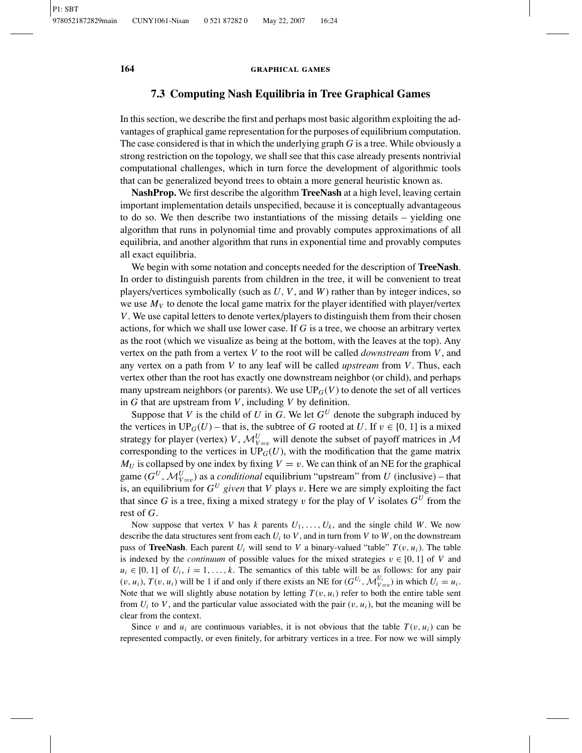## 7.3 Computing Nash Equilibria in Tree Graphical Games

In this section, we describe the first and perhaps most basic algorithm exploiting the advantages of graphical game representation for the purposes of equilibrium computation. The case considered is that in which the underlying graph $G$ is a tree. While obviously a strong restriction on the topology, we shall see that this case already presents nontrivial computational challenges, which in turn force the development of algorithmic tools that can be generalized beyond trees to obtain a more general heuristic known as.

**NashProp.** We first describe the algorithm **TreeNash** at a high level, leaving certain important implementation details unspecified, because it is conceptually advantageous to do so. We then describe two instantiations of the missing details – yielding one algorithm that runs in polynomial time and provably computes approximations of all equilibria, and another algorithm that runs in exponential time and provably computes all exact equilibria.

We begin with some notation and concepts needed for the description of **TreeNash**. In order to distinguish parents from children in the tree, it will be convenient to treat players/vertices symbolically (such as $U$, $V$, and $W$) rather than by integer indices, so we use $M_V$ to denote the local game matrix for the player identified with player/vertex $V$. We use capital letters to denote vertex/players to distinguish them from their chosen actions, for which we shall use lower case. If $G$ is a tree, we choose an arbitrary vertex as the root (which we visualize as being at the bottom, with the leaves at the top). Any vertex on the path from a vertex $V$ to the root will be called *downstream* from $V$, and any vertex on a path from $V$ to any leaf will be called *upstream* from $V$. Thus, each vertex other than the root has exactly one downstream neighbor (or child), and perhaps many upstream neighbors (or parents). We use $\mathrm{UP}_G(V)$ to denote the set of all vertices in $G$ that are upstream from $V$, including $V$ by definition.

Suppose that $V$ is the child of $U$ in $G$. We let $G^U$ denote the subgraph induced by the vertices in $\mathrm{UP}_G(U)$ – that is, the subtree of $G$ rooted at $U$. If $v \in [0, 1]$ is a mixed strategy for player (vertex) $V$, $\mathcal{M}^U_{V=v}$ will denote the subset of payoff matrices in $\mathcal{M}$ corresponding to the vertices in $\mathrm{UP}_G(U)$, with the modification that the game matrix $M_U$ is collapsed by one index by fixing $V = v$. We can think of an NE for the graphical game $(G^U, \mathcal{M}^U_{V=v})$ as a *conditional* equilibrium "upstream" from $U$ (inclusive) – that is, an equilibrium for $G^U$ *given* that $V$ plays $v$. Here we are simply exploiting the fact that since $G$ is a tree, fixing a mixed strategy $v$ for the play of $V$ isolates $G^U$ from the rest of $G$.

Now suppose that vertex $V$ has $k$ parents $U_1, \ldots, U_k$, and the single child $W$. We now describe the data structures sent from each $U_i$ to $V$, and in turn from $V$ to $W$, on the downstream pass of **TreeNash**. Each parent $U_i$ will send to $V$ a binary-valued "table" $T(v, u_i)$. The table is indexed by the *continuum* of possible values for the mixed strategies $v \in [0, 1]$ of $V$ and $u_i \in [0, 1]$ of $U_i$, $i = 1, \ldots, k$. The semantics of this table will be as follows: for any pair $(v, u_i)$, $T(v, u_i)$ will be 1 if and only if there exists an NE for $(G^{U_i}, \mathcal{M}^{U_i}_{V=v})$ in which $U_i = u_i$. Note that we will slightly abuse notation by letting $T(v, u_i)$ refer to both the entire table sent from $U_i$ to $V$, and the particular value associated with the pair $(v, u_i)$, but the meaning will be clear from the context.

Since $v$ and $u_i$ are continuous variables, it is not obvious that the table $T(v, u_i)$ can be represented compactly, or even finitely, for arbitrary vertices in a tree. For now we will simply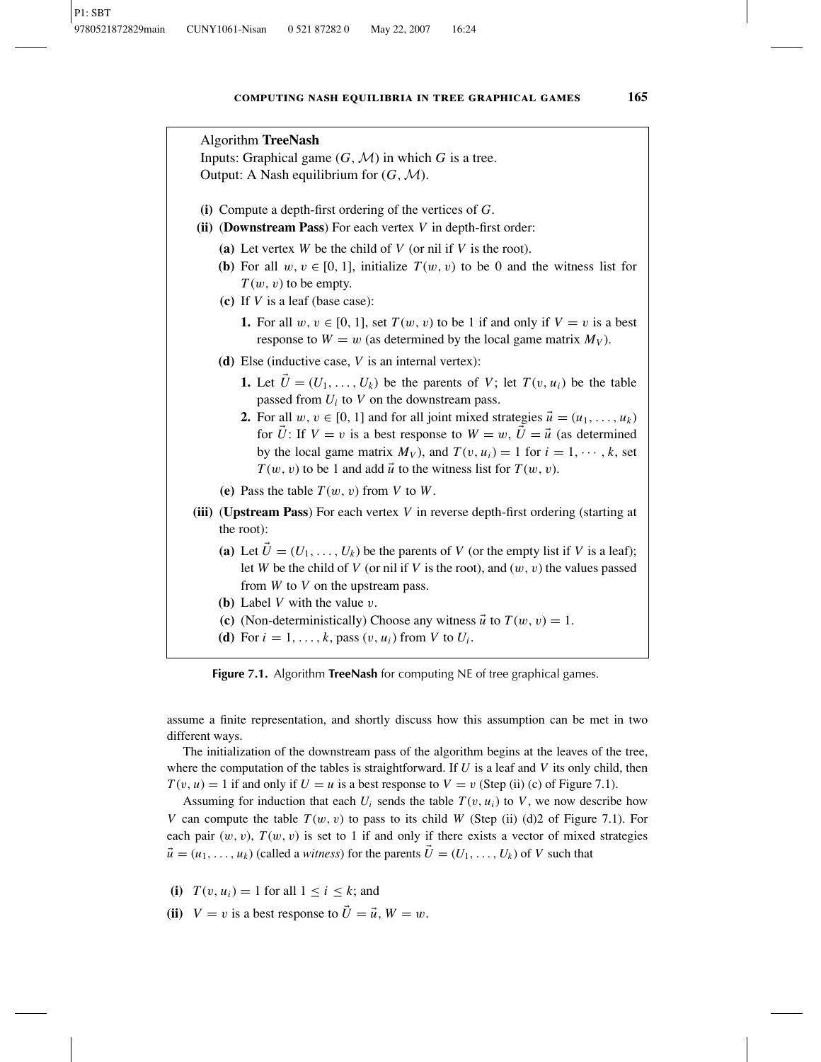Algorithm **TreeNash**

Inputs: Graphical game $(G, \mathcal{M})$ in which $G$ is a tree.

Output: A Nash equilibrium for $(G, \mathcal{M})$.

**(i)** Compute a depth-first ordering of the vertices of $G$.

**(ii)** (**Downstream Pass**) For each vertex $V$ in depth-first order:

- **(a)** Let vertex $W$ be the child of $V$ (or nil if $V$ is the root).
- **(b)** For all $w, v \in [0, 1]$, initialize $T(w, v)$ to be 0 and the witness list for $T(w, v)$ to be empty.
- **(c)** If $V$ is a leaf (base case):
  - **1.** For all $w, v \in [0, 1]$, set $T(w, v)$ to be 1 if and only if $V = v$ is a best response to $W = w$ (as determined by the local game matrix $M_V$).
- **(d)** Else (inductive case, $V$ is an internal vertex):
  - **1.** Let $\vec{U} = (U_1, \ldots, U_k)$ be the parents of $V$; let $T(v, u_i)$ be the table passed from $U_i$ to $V$ on the downstream pass.
  - **2.** For all $w, v \in [0, 1]$ and for all joint mixed strategies $\vec{u} = (u_1, \ldots, u_k)$ for $\vec{U}$: If $V = v$ is a best response to $W = w$, $\vec{U} = \vec{u}$ (as determined by the local game matrix $M_V$), and $T(v, u_i) = 1$ for $i = 1, \cdots, k$, set $T(w, v)$ to be 1 and add $\vec{u}$ to the witness list for $T(w, v)$.
- **(e)** Pass the table $T(w, v)$ from $V$ to $W$.

**(iii)** (**Upstream Pass**) For each vertex $V$ in reverse depth-first ordering (starting at the root):

- **(a)** Let $\vec{U} = (U_1, \ldots, U_k)$ be the parents of $V$ (or the empty list if $V$ is a leaf); let $W$ be the child of $V$ (or nil if $V$ is the root), and $(w, v)$ the values passed from $W$ to $V$ on the upstream pass.
- **(b)** Label $V$ with the value $v$.
- **(c)** (Non-deterministically) Choose any witness $\vec{u}$ to $T(w, v) = 1$.
- **(d)** For $i = 1, \ldots, k$, pass $(v, u_i)$ from $V$ to $U_i$.

**Figure 7.1.** Algorithm **TreeNash** for computing NE of tree graphical games.

assume a finite representation, and shortly discuss how this assumption can be met in two different ways.

The initialization of the downstream pass of the algorithm begins at the leaves of the tree, where the computation of the tables is straightforward. If $U$ is a leaf and $V$ its only child, then $T(v, u) = 1$ if and only if $U = u$ is a best response to $V = v$ (Step (ii) (c) of Figure 7.1).

Assuming for induction that each $U_i$ sends the table $T(v, u_i)$ to $V$, we now describe how $V$ can compute the table $T(w, v)$ to pass to its child $W$ (Step (ii) (d)2 of Figure 7.1). For each pair $(w, v)$, $T(w, v)$ is set to 1 if and only if there exists a vector of mixed strategies $\vec{u} = (u_1, \ldots, u_k)$ (called a *witness*) for the parents $\vec{U} = (U_1, \ldots, U_k)$ of $V$ such that

**(i)** $T(v, u_i) = 1$ for all $1 \leq i \leq k$; and

**(ii)** $V = v$ is a best response to $\vec{U} = \vec{u}$, $W = w$.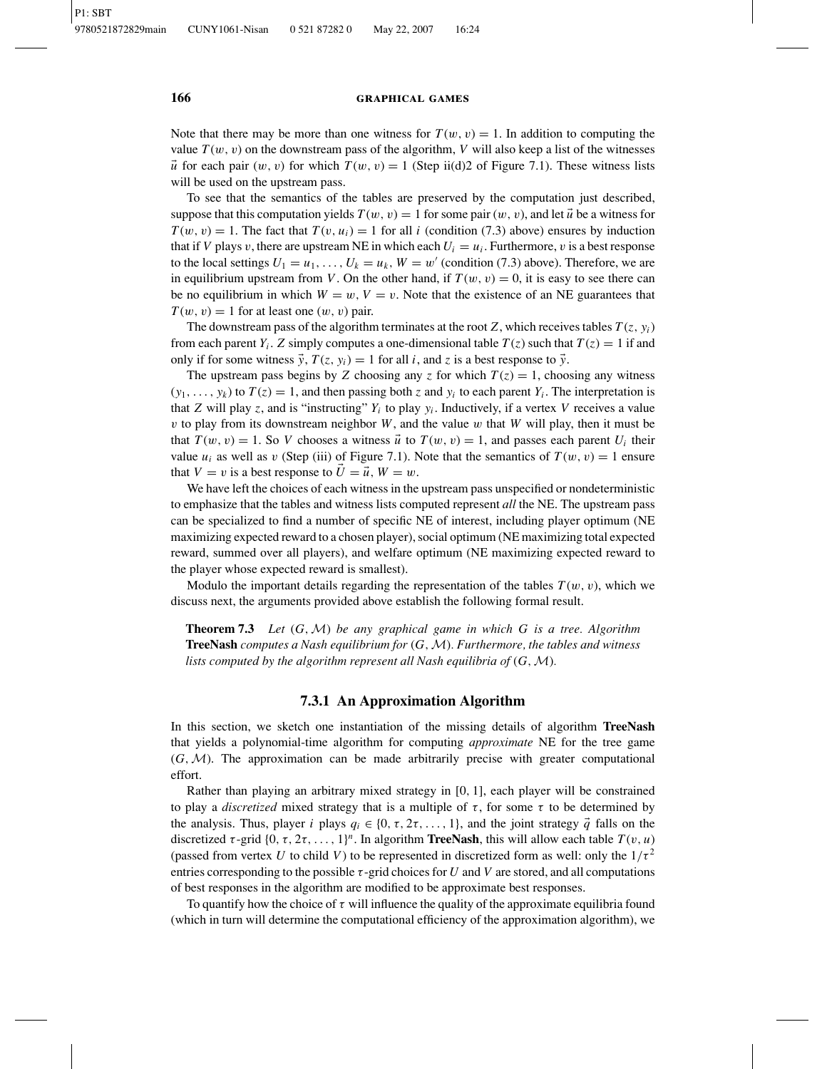Note that there may be more than one witness for $T(w, v) = 1$. In addition to computing the value $T(w, v)$ on the downstream pass of the algorithm, $V$ will also keep a list of the witnesses $\vec{u}$ for each pair $(w, v)$ for which $T(w, v) = 1$ (Step ii(d)2 of Figure 7.1). These witness lists will be used on the upstream pass.

To see that the semantics of the tables are preserved by the computation just described, suppose that this computation yields $T(w, v) = 1$ for some pair $(w, v)$, and let $\vec{u}$ be a witness for $T(w, v) = 1$. The fact that $T(v, u_i) = 1$ for all $i$ (condition (7.3) above) ensures by induction that if $V$ plays $v$, there are upstream NE in which each $U_i = u_i$. Furthermore, $v$ is a best response to the local settings $U_1 = u_1, \ldots, U_k = u_k$, $W = w'$ (condition (7.3) above). Therefore, we are in equilibrium upstream from $V$. On the other hand, if $T(w, v) = 0$, it is easy to see there can be no equilibrium in which $W = w$, $V = v$. Note that the existence of an NE guarantees that $T(w, v) = 1$ for at least one $(w, v)$ pair.

The downstream pass of the algorithm terminates at the root $Z$, which receives tables $T(z, y_i)$ from each parent $Y_i$. $Z$ simply computes a one-dimensional table $T(z)$ such that $T(z) = 1$ if and only if for some witness $\vec{y}$, $T(z, y_i) = 1$ for all $i$, and $z$ is a best response to $\vec{y}$.

The upstream pass begins by $Z$ choosing any $z$ for which $T(z) = 1$, choosing any witness $(y_1, \ldots, y_k)$ to $T(z) = 1$, and then passing both $z$ and $y_i$ to each parent $Y_i$. The interpretation is that $Z$ will play $z$, and is "instructing" $Y_i$ to play $y_i$. Inductively, if a vertex $V$ receives a value $v$ to play from its downstream neighbor $W$, and the value $w$ that $W$ will play, then it must be that $T(w, v) = 1$. So $V$ chooses a witness $\vec{u}$ to $T(w, v) = 1$, and passes each parent $U_i$ their value $u_i$ as well as $v$ (Step (iii) of Figure 7.1). Note that the semantics of $T(w, v) = 1$ ensure that $V = v$ is a best response to $\vec{U} = \vec{u}$, $W = w$.

We have left the choices of each witness in the upstream pass unspecified or nondeterministic to emphasize that the tables and witness lists computed represent *all* the NE. The upstream pass can be specialized to find a number of specific NE of interest, including player optimum (NE maximizing expected reward to a chosen player), social optimum (NE maximizing total expected reward, summed over all players), and welfare optimum (NE maximizing expected reward to the player whose expected reward is smallest).

Modulo the important details regarding the representation of the tables $T(w, v)$, which we discuss next, the arguments provided above establish the following formal result.

**Theorem 7.3** *Let $(G, \mathcal{M})$ be any graphical game in which $G$ is a tree. Algorithm* **TreeNash** *computes a Nash equilibrium for $(G, \mathcal{M})$. Furthermore, the tables and witness lists computed by the algorithm represent all Nash equilibria of $(G, \mathcal{M})$.*

### 7.3.1 An Approximation Algorithm

In this section, we sketch one instantiation of the missing details of algorithm **TreeNash** that yields a polynomial-time algorithm for computing *approximate* NE for the tree game $(G, \mathcal{M})$. The approximation can be made arbitrarily precise with greater computational effort.

Rather than playing an arbitrary mixed strategy in $[0, 1]$, each player will be constrained to play a *discretized* mixed strategy that is a multiple of $\tau$, for some $\tau$ to be determined by the analysis. Thus, player $i$ plays $q_i \in \{0, \tau, 2\tau, \ldots, 1\}$, and the joint strategy $\vec{q}$ falls on the discretized $\tau$-grid $\{0, \tau, 2\tau, \ldots, 1\}^n$. In algorithm **TreeNash**, this will allow each table $T(v, u)$ (passed from vertex $U$ to child $V$) to be represented in discretized form as well: only the $1/\tau^2$ entries corresponding to the possible $\tau$-grid choices for $U$ and $V$ are stored, and all computations of best responses in the algorithm are modified to be approximate best responses.

To quantify how the choice of $\tau$ will influence the quality of the approximate equilibria found (which in turn will determine the computational efficiency of the approximation algorithm), we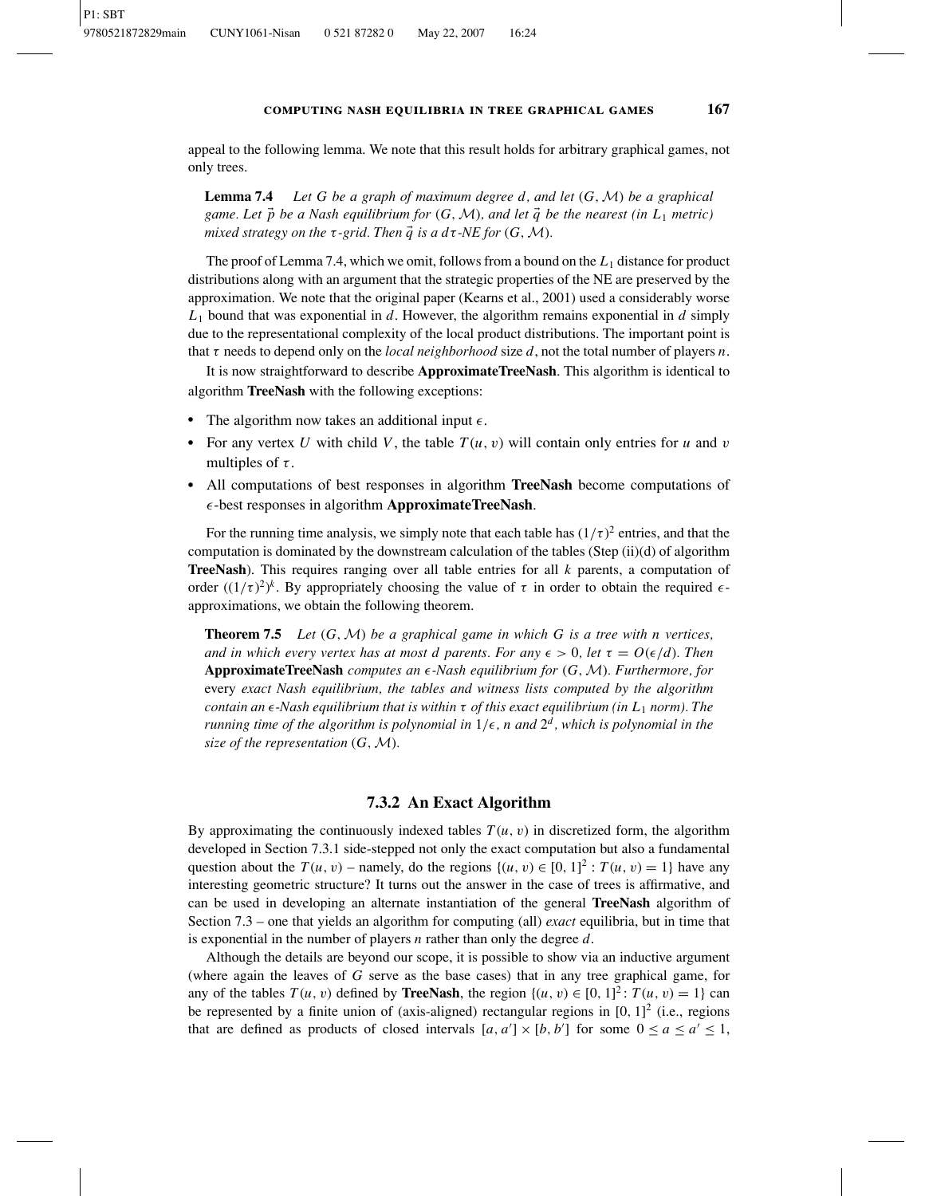appeal to the following lemma. We note that this result holds for arbitrary graphical games, not only trees.

**Lemma 7.4** *Let $G$ be a graph of maximum degree $d$, and let $(G, \mathcal{M})$ be a graphical game. Let $\vec{p}$ be a Nash equilibrium for $(G, \mathcal{M})$, and let $\vec{q}$ be the nearest (in $L_1$ metric) mixed strategy on the $\tau$-grid. Then $\vec{q}$ is a $d\tau$-NE for $(G, \mathcal{M})$.*

The proof of Lemma 7.4, which we omit, follows from a bound on the $L_1$ distance for product distributions along with an argument that the strategic properties of the NE are preserved by the approximation. We note that the original paper (Kearns et al., 2001) used a considerably worse $L_1$ bound that was exponential in $d$. However, the algorithm remains exponential in $d$ simply due to the representational complexity of the local product distributions. The important point is that $\tau$ needs to depend only on the *local neighborhood* size $d$, not the total number of players $n$.

It is now straightforward to describe **ApproximateTreeNash**. This algorithm is identical to algorithm **TreeNash** with the following exceptions:

- The algorithm now takes an additional input $\epsilon$.
- For any vertex $U$ with child $V$, the table $T(u, v)$ will contain only entries for $u$ and $v$ multiples of $\tau$.
- All computations of best responses in algorithm **TreeNash** become computations of $\epsilon$-best responses in algorithm **ApproximateTreeNash**.

For the running time analysis, we simply note that each table has $(1/\tau)^2$ entries, and that the computation is dominated by the downstream calculation of the tables (Step (ii)(d) of algorithm **TreeNash**). This requires ranging over all table entries for all $k$ parents, a computation of order $((1/\tau)^2)^k$. By appropriately choosing the value of $\tau$ in order to obtain the required $\epsilon$-approximations, we obtain the following theorem.

**Theorem 7.5** *Let $(G, \mathcal{M})$ be a graphical game in which $G$ is a tree with $n$ vertices, and in which every vertex has at most $d$ parents. For any $\epsilon > 0$, let $\tau = O(\epsilon/d)$. Then* **ApproximateTreeNash** *computes an $\epsilon$-Nash equilibrium for $(G, \mathcal{M})$. Furthermore, for* every *exact Nash equilibrium, the tables and witness lists computed by the algorithm contain an $\epsilon$-Nash equilibrium that is within $\tau$ of this exact equilibrium (in $L_1$ norm). The running time of the algorithm is polynomial in $1/\epsilon$, $n$ and $2^d$, which is polynomial in the size of the representation $(G, \mathcal{M})$.*

### 7.3.2 An Exact Algorithm

By approximating the continuously indexed tables $T(u, v)$ in discretized form, the algorithm developed in Section 7.3.1 side-stepped not only the exact computation but also a fundamental question about the $T(u, v)$ – namely, do the regions $\{(u, v) \in [0, 1]^2 : T(u, v) = 1\}$ have any interesting geometric structure? It turns out the answer in the case of trees is affirmative, and can be used in developing an alternate instantiation of the general **TreeNash** algorithm of Section 7.3 – one that yields an algorithm for computing (all) *exact* equilibria, but in time that is exponential in the number of players $n$ rather than only the degree $d$.

Although the details are beyond our scope, it is possible to show via an inductive argument (where again the leaves of $G$ serve as the base cases) that in any tree graphical game, for any of the tables $T(u, v)$ defined by **TreeNash**, the region $\{(u, v) \in [0, 1]^2 : T(u, v) = 1\}$ can be represented by a finite union of (axis-aligned) rectangular regions in $[0, 1]^2$ (i.e., regions that are defined as products of closed intervals $[a, a'] \times [b, b']$ for some $0 \leq a \leq a' \leq 1$,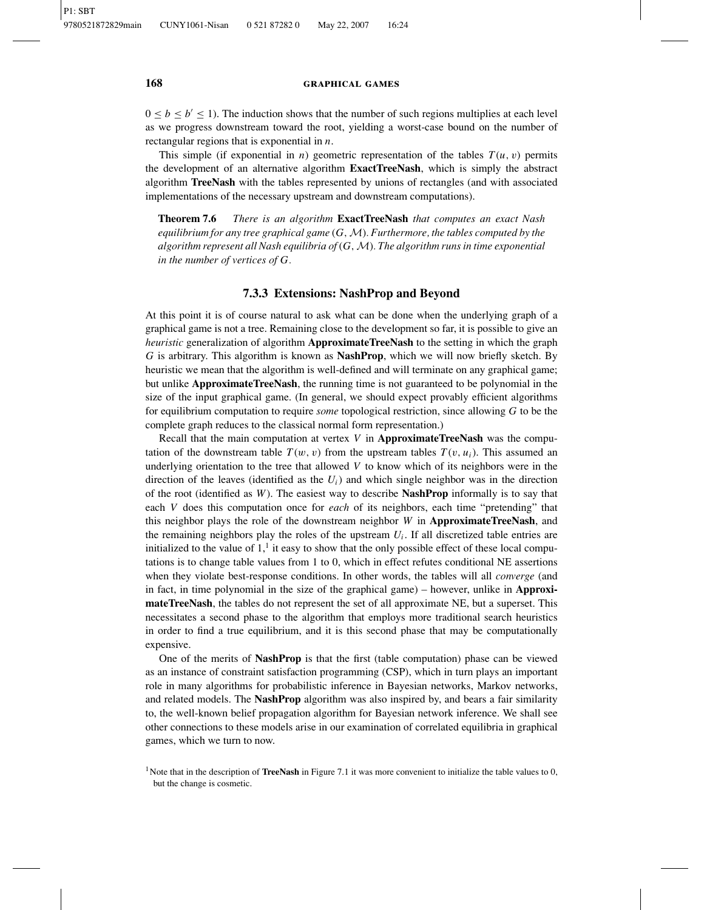$0 \leq b \leq b' \leq 1$). The induction shows that the number of such regions multiplies at each level as we progress downstream toward the root, yielding a worst-case bound on the number of rectangular regions that is exponential in $n$.

This simple (if exponential in $n$) geometric representation of the tables $T(u, v)$ permits the development of an alternative algorithm **ExactTreeNash**, which is simply the abstract algorithm **TreeNash** with the tables represented by unions of rectangles (and with associated implementations of the necessary upstream and downstream computations).

**Theorem 7.6** *There is an algorithm* **ExactTreeNash** *that computes an exact Nash equilibrium for any tree graphical game* $(G, \mathcal{M})$*. Furthermore, the tables computed by the algorithm represent all Nash equilibria of* $(G, \mathcal{M})$*. The algorithm runs in time exponential in the number of vertices of* $G$*.*

### 7.3.3 Extensions: NashProp and Beyond

At this point it is of course natural to ask what can be done when the underlying graph of a graphical game is not a tree. Remaining close to the development so far, it is possible to give an *heuristic* generalization of algorithm **ApproximateTreeNash** to the setting in which the graph $G$ is arbitrary. This algorithm is known as **NashProp**, which we will now briefly sketch. By heuristic we mean that the algorithm is well-defined and will terminate on any graphical game; but unlike **ApproximateTreeNash**, the running time is not guaranteed to be polynomial in the size of the input graphical game. (In general, we should expect provably efficient algorithms for equilibrium computation to require *some* topological restriction, since allowing $G$ to be the complete graph reduces to the classical normal form representation.)

Recall that the main computation at vertex $V$ in **ApproximateTreeNash** was the computation of the downstream table $T(w, v)$ from the upstream tables $T(v, u_i)$. This assumed an underlying orientation to the tree that allowed $V$ to know which of its neighbors were in the direction of the leaves (identified as the $U_i$) and which single neighbor was in the direction of the root (identified as $W$). The easiest way to describe **NashProp** informally is to say that each $V$ does this computation once for *each* of its neighbors, each time "pretending" that this neighbor plays the role of the downstream neighbor $W$ in **ApproximateTreeNash**, and the remaining neighbors play the roles of the upstream $U_i$. If all discretized table entries are initialized to the value of 1,[1] it easy to show that the only possible effect of these local computations is to change table values from 1 to 0, which in effect refutes conditional NE assertions when they violate best-response conditions. In other words, the tables will all *converge* (and in fact, in time polynomial in the size of the graphical game) – however, unlike in **ApproximateTreeNash**, the tables do not represent the set of all approximate NE, but a superset. This necessitates a second phase to the algorithm that employs more traditional search heuristics in order to find a true equilibrium, and it is this second phase that may be computationally expensive.

One of the merits of **NashProp** is that the first (table computation) phase can be viewed as an instance of constraint satisfaction programming (CSP), which in turn plays an important role in many algorithms for probabilistic inference in Bayesian networks, Markov networks, and related models. The **NashProp** algorithm was also inspired by, and bears a fair similarity to, the well-known belief propagation algorithm for Bayesian network inference. We shall see other connections to these models arise in our examination of correlated equilibria in graphical games, which we turn to now.

[1] Note that in the description of **TreeNash** in Figure 7.1 it was more convenient to initialize the table values to 0, but the change is cosmetic.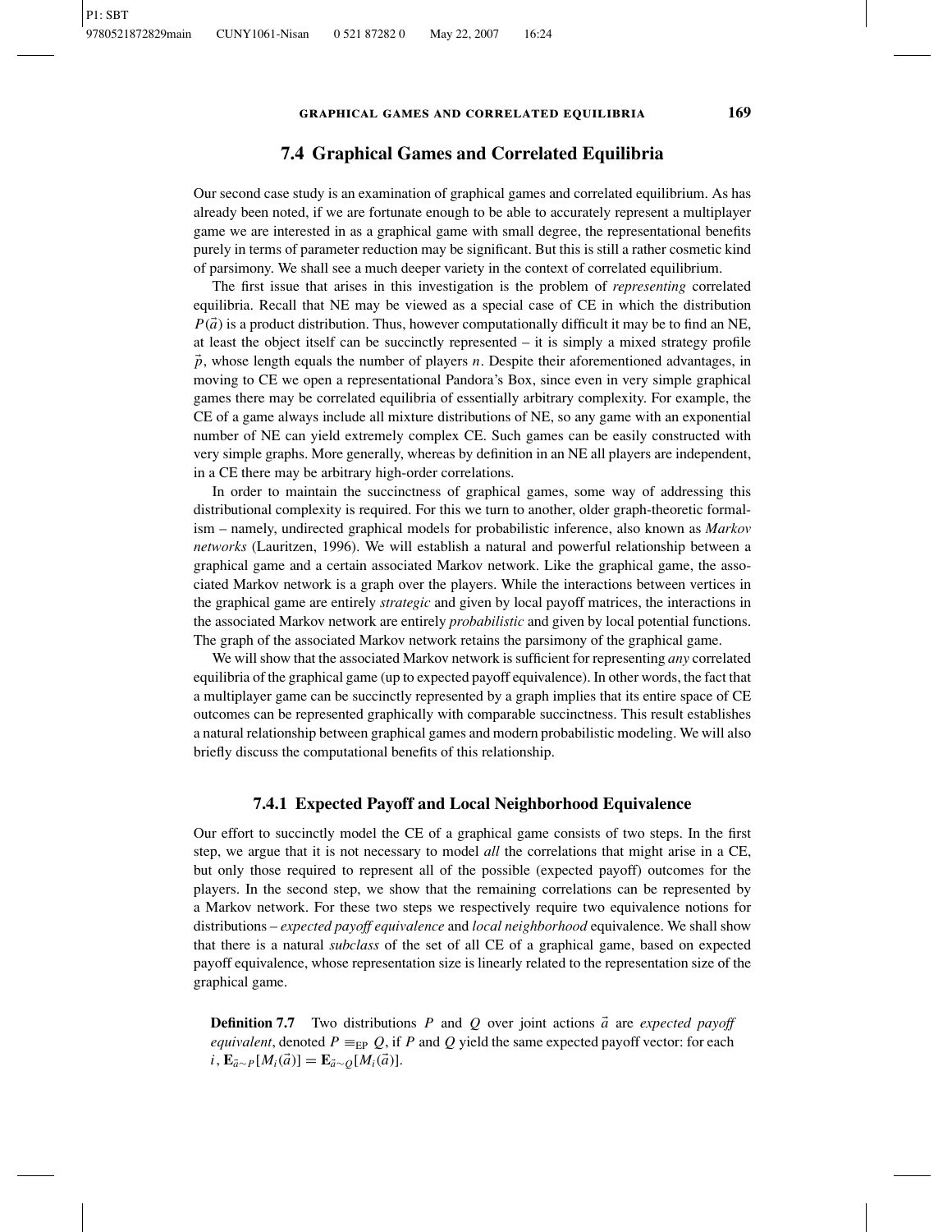## 7.4 Graphical Games and Correlated Equilibria

Our second case study is an examination of graphical games and correlated equilibrium. As has already been noted, if we are fortunate enough to be able to accurately represent a multiplayer game we are interested in as a graphical game with small degree, the representational benefits purely in terms of parameter reduction may be significant. But this is still a rather cosmetic kind of parsimony. We shall see a much deeper variety in the context of correlated equilibrium.

The first issue that arises in this investigation is the problem of *representing* correlated equilibria. Recall that NE may be viewed as a special case of CE in which the distribution $P(\vec{a})$ is a product distribution. Thus, however computationally difficult it may be to find an NE, at least the object itself can be succinctly represented – it is simply a mixed strategy profile $\vec{p}$, whose length equals the number of players $n$. Despite their aforementioned advantages, in moving to CE we open a representational Pandora's Box, since even in very simple graphical games there may be correlated equilibria of essentially arbitrary complexity. For example, the CE of a game always include all mixture distributions of NE, so any game with an exponential number of NE can yield extremely complex CE. Such games can be easily constructed with very simple graphs. More generally, whereas by definition in an NE all players are independent, in a CE there may be arbitrary high-order correlations.

In order to maintain the succinctness of graphical games, some way of addressing this distributional complexity is required. For this we turn to another, older graph-theoretic formalism – namely, undirected graphical models for probabilistic inference, also known as *Markov networks* (Lauritzen, 1996). We will establish a natural and powerful relationship between a graphical game and a certain associated Markov network. Like the graphical game, the associated Markov network is a graph over the players. While the interactions between vertices in the graphical game are entirely *strategic* and given by local payoff matrices, the interactions in the associated Markov network are entirely *probabilistic* and given by local potential functions. The graph of the associated Markov network retains the parsimony of the graphical game.

We will show that the associated Markov network is sufficient for representing *any* correlated equilibria of the graphical game (up to expected payoff equivalence). In other words, the fact that a multiplayer game can be succinctly represented by a graph implies that its entire space of CE outcomes can be represented graphically with comparable succinctness. This result establishes a natural relationship between graphical games and modern probabilistic modeling. We will also briefly discuss the computational benefits of this relationship.

### 7.4.1 Expected Payoff and Local Neighborhood Equivalence

Our effort to succinctly model the CE of a graphical game consists of two steps. In the first step, we argue that it is not necessary to model *all* the correlations that might arise in a CE, but only those required to represent all of the possible (expected payoff) outcomes for the players. In the second step, we show that the remaining correlations can be represented by a Markov network. For these two steps we respectively require two equivalence notions for distributions – *expected payoff equivalence* and *local neighborhood* equivalence. We shall show that there is a natural *subclass* of the set of all CE of a graphical game, based on expected payoff equivalence, whose representation size is linearly related to the representation size of the graphical game.

**Definition 7.7** Two distributions $P$ and $Q$ over joint actions $\vec{a}$ are *expected payoff equivalent*, denoted $P \equiv_{\mathrm{EP}} Q$, if $P$ and $Q$ yield the same expected payoff vector: for each $i$, $\mathbf{E}_{\vec{a}\sim P}[M_i(\vec{a})] = \mathbf{E}_{\vec{a}\sim Q}[M_i(\vec{a})]$.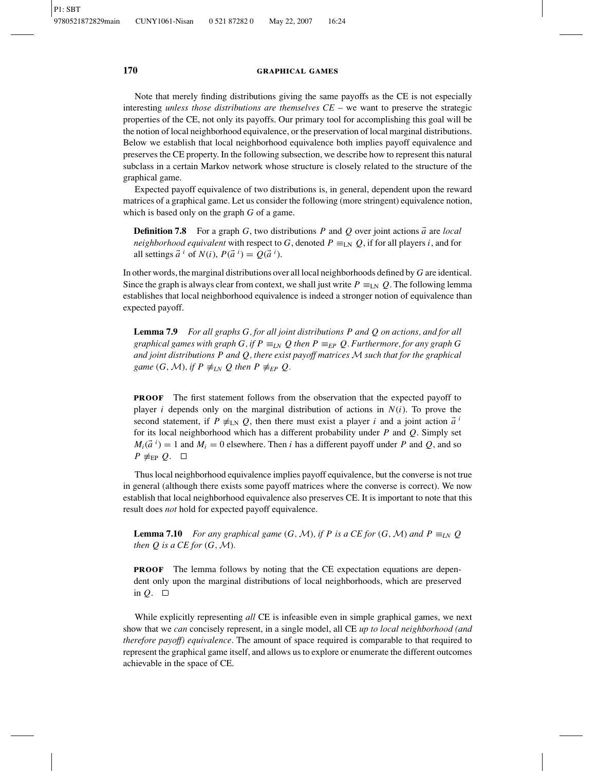Note that merely finding distributions giving the same payoffs as the CE is not especially interesting *unless those distributions are themselves CE* – we want to preserve the strategic properties of the CE, not only its payoffs. Our primary tool for accomplishing this goal will be the notion of local neighborhood equivalence, or the preservation of local marginal distributions. Below we establish that local neighborhood equivalence both implies payoff equivalence and preserves the CE property. In the following subsection, we describe how to represent this natural subclass in a certain Markov network whose structure is closely related to the structure of the graphical game.

Expected payoff equivalence of two distributions is, in general, dependent upon the reward matrices of a graphical game. Let us consider the following (more stringent) equivalence notion, which is based only on the graph $G$ of a game.

**Definition 7.8** For a graph $G$, two distributions $P$ and $Q$ over joint actions $\vec{a}$ are *local neighborhood equivalent* with respect to $G$, denoted $P \equiv_{\text{LN}} Q$, if for all players $i$, and for all settings $\vec{a}^{\,i}$ of $N(i)$, $P(\vec{a}^{\,i}) = Q(\vec{a}^{\,i})$.

In other words, the marginal distributions over all local neighborhoods defined by $G$ are identical. Since the graph is always clear from context, we shall just write $P \equiv_{\text{LN}} Q$. The following lemma establishes that local neighborhood equivalence is indeed a stronger notion of equivalence than expected payoff.

**Lemma 7.9** *For all graphs $G$, for all joint distributions $P$ and $Q$ on actions, and for all graphical games with graph $G$, if $P \equiv_{LN} Q$ then $P \equiv_{EP} Q$. Furthermore, for any graph $G$ and joint distributions $P$ and $Q$, there exist payoff matrices $\mathcal{M}$ such that for the graphical game $(G, \mathcal{M})$, if $P \not\equiv_{LN} Q$ then $P \not\equiv_{EP} Q$.*

**PROOF** The first statement follows from the observation that the expected payoff to player $i$ depends only on the marginal distribution of actions in $N(i)$. To prove the second statement, if $P \not\equiv_{\text{LN}} Q$, then there must exist a player $i$ and a joint action $\vec{a}^{\,i}$ for its local neighborhood which has a different probability under $P$ and $Q$. Simply set $M_i(\vec{a}^{\,i}) = 1$ and $M_i = 0$ elsewhere. Then $i$ has a different payoff under $P$ and $Q$, and so $P \not\equiv_{\text{EP}} Q$. □

Thus local neighborhood equivalence implies payoff equivalence, but the converse is not true in general (although there exists some payoff matrices where the converse is correct). We now establish that local neighborhood equivalence also preserves CE. It is important to note that this result does *not* hold for expected payoff equivalence.

**Lemma 7.10** *For any graphical game $(G, \mathcal{M})$, if $P$ is a CE for $(G, \mathcal{M})$ and $P \equiv_{LN} Q$ then $Q$ is a CE for $(G, \mathcal{M})$.*

**PROOF** The lemma follows by noting that the CE expectation equations are dependent only upon the marginal distributions of local neighborhoods, which are preserved in $Q$. □

While explicitly representing *all* CE is infeasible even in simple graphical games, we next show that we *can* concisely represent, in a single model, all CE *up to local neighborhood (and therefore payoff) equivalence*. The amount of space required is comparable to that required to represent the graphical game itself, and allows us to explore or enumerate the different outcomes achievable in the space of CE.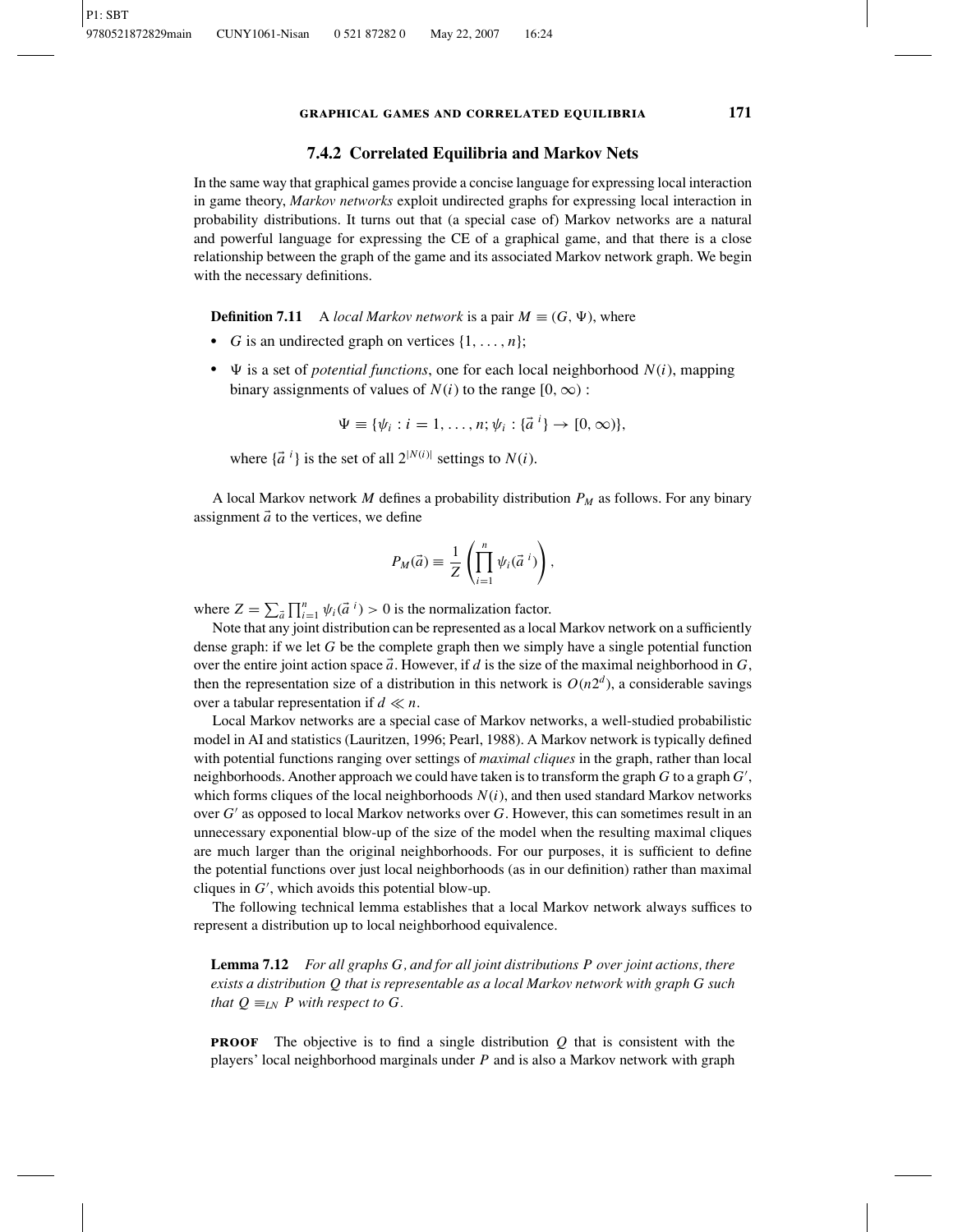### 7.4.2 Correlated Equilibria and Markov Nets

In the same way that graphical games provide a concise language for expressing local interaction in game theory, *Markov networks* exploit undirected graphs for expressing local interaction in probability distributions. It turns out that (a special case of) Markov networks are a natural and powerful language for expressing the CE of a graphical game, and that there is a close relationship between the graph of the game and its associated Markov network graph. We begin with the necessary definitions.

**Definition 7.11** A *local Markov network* is a pair $M \equiv (G, \Psi)$, where

- $G$ is an undirected graph on vertices $\{1, \ldots, n\}$;
- $\Psi$ is a set of *potential functions*, one for each local neighborhood $N(i)$, mapping binary assignments of values of $N(i)$ to the range $[0, \infty)$ :

$$\Psi \equiv \{\psi_i : i = 1, \ldots, n; \psi_i : \{\vec{a}^{\ i}\} \to [0, \infty)\},$$

where $\{\vec{a}^{\ i}\}$ is the set of all $2^{|N(i)|}$ settings to $N(i)$.

A local Markov network $M$ defines a probability distribution $P_M$ as follows. For any binary assignment $\vec{a}$ to the vertices, we define

$$P_M(\vec{a}) \equiv \frac{1}{Z}\left(\prod_{i=1}^{n} \psi_i(\vec{a}^{\ i})\right),$$

where $Z = \sum_{\vec{a}} \prod_{i=1}^{n} \psi_i(\vec{a}^{\ i}) > 0$ is the normalization factor.

Note that any joint distribution can be represented as a local Markov network on a sufficiently dense graph: if we let $G$ be the complete graph then we simply have a single potential function over the entire joint action space $\vec{a}$. However, if $d$ is the size of the maximal neighborhood in $G$, then the representation size of a distribution in this network is $O(n2^d)$, a considerable savings over a tabular representation if $d \ll n$.

Local Markov networks are a special case of Markov networks, a well-studied probabilistic model in AI and statistics (Lauritzen, 1996; Pearl, 1988). A Markov network is typically defined with potential functions ranging over settings of *maximal cliques* in the graph, rather than local neighborhoods. Another approach we could have taken is to transform the graph $G$ to a graph $G'$, which forms cliques of the local neighborhoods $N(i)$, and then used standard Markov networks over $G'$ as opposed to local Markov networks over $G$. However, this can sometimes result in an unnecessary exponential blow-up of the size of the model when the resulting maximal cliques are much larger than the original neighborhoods. For our purposes, it is sufficient to define the potential functions over just local neighborhoods (as in our definition) rather than maximal cliques in $G'$, which avoids this potential blow-up.

The following technical lemma establishes that a local Markov network always suffices to represent a distribution up to local neighborhood equivalence.

**Lemma 7.12** *For all graphs $G$, and for all joint distributions $P$ over joint actions, there exists a distribution $Q$ that is representable as a local Markov network with graph $G$ such that $Q \equiv_{LN} P$ with respect to $G$.*

**PROOF** The objective is to find a single distribution $Q$ that is consistent with the players' local neighborhood marginals under $P$ and is also a Markov network with graph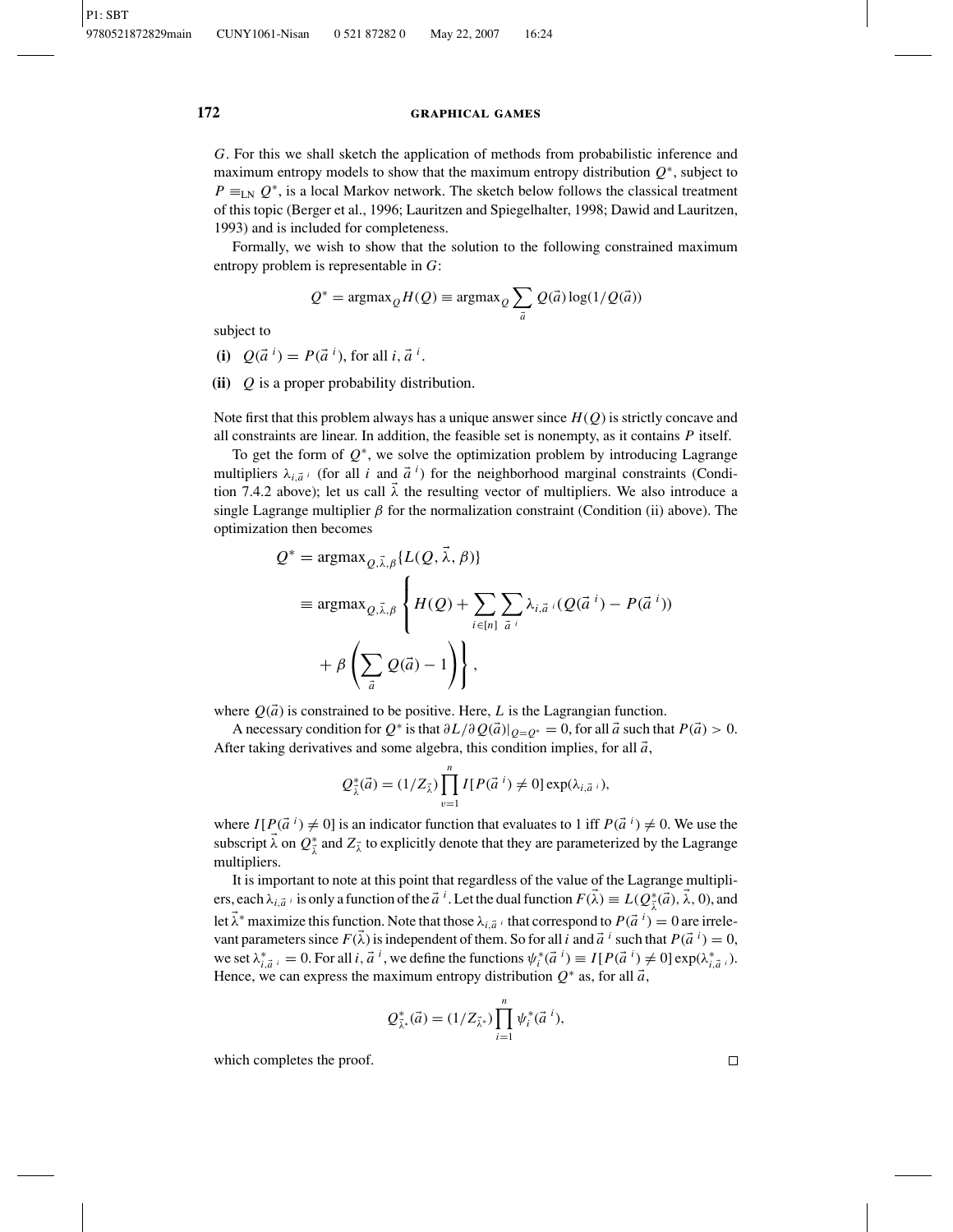$G$. For this we shall sketch the application of methods from probabilistic inference and maximum entropy models to show that the maximum entropy distribution $Q^*$, subject to $P \equiv_{\text{LN}} Q^*$, is a local Markov network. The sketch below follows the classical treatment of this topic (Berger et al., 1996; Lauritzen and Spiegelhalter, 1998; Dawid and Lauritzen, 1993) and is included for completeness.

Formally, we wish to show that the solution to the following constrained maximum entropy problem is representable in $G$:

$$Q^* = \text{argmax}_Q H(Q) \equiv \text{argmax}_Q \sum_{\vec{a}} Q(\vec{a}) \log(1/Q(\vec{a}))$$

subject to

**(i)** $Q(\vec{a}^{\,i}) = P(\vec{a}^{\,i})$, for all $i, \vec{a}^{\,i}$.

**(ii)** $Q$ is a proper probability distribution.

Note first that this problem always has a unique answer since $H(Q)$ is strictly concave and all constraints are linear. In addition, the feasible set is nonempty, as it contains $P$ itself.

To get the form of $Q^*$, we solve the optimization problem by introducing Lagrange multipliers $\lambda_{i,\vec{a}^{\,i}}$ (for all $i$ and $\vec{a}^{\,i}$) for the neighborhood marginal constraints (Condition 7.4.2 above); let us call $\vec{\lambda}$ the resulting vector of multipliers. We also introduce a single Lagrange multiplier $\beta$ for the normalization constraint (Condition (ii) above). The optimization then becomes

$$\begin{aligned}
Q^* &= \text{argmax}_{Q,\vec{\lambda},\beta}\{L(Q, \vec{\lambda}, \beta)\} \\
&\equiv \text{argmax}_{Q,\vec{\lambda},\beta} \left\{ H(Q) + \sum_{i\in[n]} \sum_{\vec{a}^{\,i}} \lambda_{i,\vec{a}^{\,i}}(Q(\vec{a}^{\,i}) - P(\vec{a}^{\,i})) \right. \\
&\qquad \left. + \, \beta\left(\sum_{\vec{a}} Q(\vec{a}) - 1\right) \right\},
\end{aligned}$$

where $Q(\vec{a})$ is constrained to be positive. Here, $L$ is the Lagrangian function.

A necessary condition for $Q^*$ is that $\partial L/\partial Q(\vec{a})|_{Q=Q^*} = 0$, for all $\vec{a}$ such that $P(\vec{a}) > 0$. After taking derivatives and some algebra, this condition implies, for all $\vec{a}$,

$$Q^*_{\vec{\lambda}}(\vec{a}) = (1/Z_{\vec{\lambda}}) \prod_{v=1}^{n} I[P(\vec{a}^{\,i}) \neq 0] \exp(\lambda_{i,\vec{a}^{\,i}}),$$

where $I[P(\vec{a}^{\,i}) \neq 0]$ is an indicator function that evaluates to 1 iff $P(\vec{a}^{\,i}) \neq 0$. We use the subscript $\vec{\lambda}$ on $Q^*_{\vec{\lambda}}$ and $Z_{\vec{\lambda}}$ to explicitly denote that they are parameterized by the Lagrange multipliers.

It is important to note at this point that regardless of the value of the Lagrange multipliers, each $\lambda_{i,\vec{a}^{\,i}}$ is only a function of the $\vec{a}^{\,i}$. Let the dual function $F(\vec{\lambda}) \equiv L(Q^*_{\vec{\lambda}}(\vec{a}), \vec{\lambda}, 0)$, and let $\vec{\lambda}^*$ maximize this function. Note that those $\lambda_{i,\vec{a}^{\,i}}$ that correspond to $P(\vec{a}^{\,i}) = 0$ are irrelevant parameters since $F(\vec{\lambda})$ is independent of them. So for all $i$ and $\vec{a}^{\,i}$ such that $P(\vec{a}^{\,i}) = 0$, we set $\lambda^*_{i,\vec{a}^{\,i}} = 0$. For all $i, \vec{a}^{\,i}$, we define the functions $\psi^*_i(\vec{a}^{\,i}) \equiv I[P(\vec{a}^{\,i}) \neq 0] \exp(\lambda^*_{i,\vec{a}^{\,i}})$. Hence, we can express the maximum entropy distribution $Q^*$ as, for all $\vec{a}$,

$$Q^*_{\vec{\lambda}^*}(\vec{a}) = (1/Z_{\vec{\lambda}^*}) \prod_{i=1}^{n} \psi^*_i(\vec{a}^{\,i}),$$

which completes the proof. □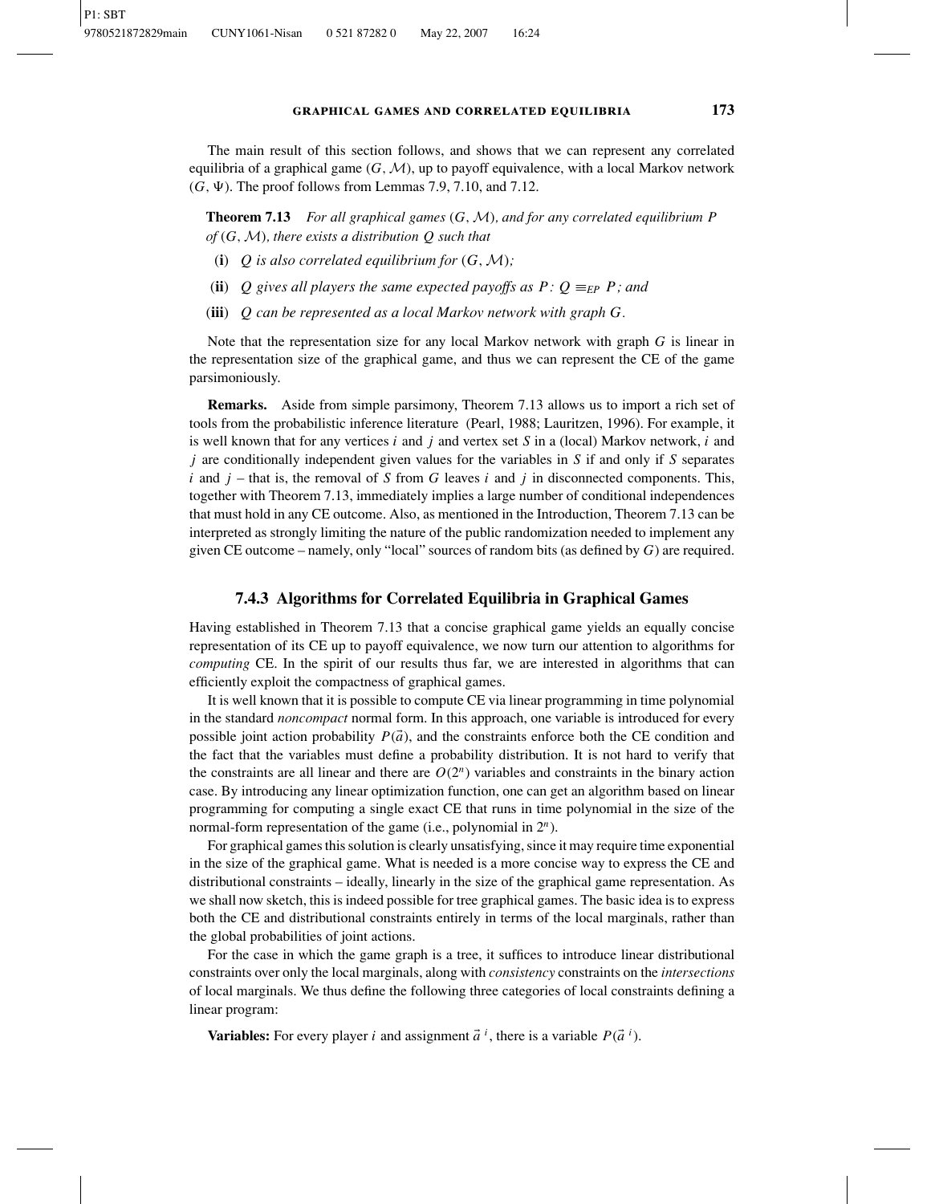The main result of this section follows, and shows that we can represent any correlated equilibria of a graphical game $(G, \mathcal{M})$, up to payoff equivalence, with a local Markov network $(G, \Psi)$. The proof follows from Lemmas 7.9, 7.10, and 7.12.

**Theorem 7.13** *For all graphical games $(G, \mathcal{M})$, and for any correlated equilibrium $P$ of $(G, \mathcal{M})$, there exists a distribution $Q$ such that*

- **(i)** *$Q$ is also correlated equilibrium for $(G, \mathcal{M})$;*
- **(ii)** *$Q$ gives all players the same expected payoffs as $P$: $Q \equiv_{EP} P$; and*
- **(iii)** *$Q$ can be represented as a local Markov network with graph $G$.*

Note that the representation size for any local Markov network with graph $G$ is linear in the representation size of the graphical game, and thus we can represent the CE of the game parsimoniously.

**Remarks.** Aside from simple parsimony, Theorem 7.13 allows us to import a rich set of tools from the probabilistic inference literature (Pearl, 1988; Lauritzen, 1996). For example, it is well known that for any vertices $i$ and $j$ and vertex set $S$ in a (local) Markov network, $i$ and $j$ are conditionally independent given values for the variables in $S$ if and only if $S$ separates $i$ and $j$ – that is, the removal of $S$ from $G$ leaves $i$ and $j$ in disconnected components. This, together with Theorem 7.13, immediately implies a large number of conditional independences that must hold in any CE outcome. Also, as mentioned in the Introduction, Theorem 7.13 can be interpreted as strongly limiting the nature of the public randomization needed to implement any given CE outcome – namely, only "local" sources of random bits (as defined by $G$) are required.

### 7.4.3 Algorithms for Correlated Equilibria in Graphical Games

Having established in Theorem 7.13 that a concise graphical game yields an equally concise representation of its CE up to payoff equivalence, we now turn our attention to algorithms for *computing* CE. In the spirit of our results thus far, we are interested in algorithms that can efficiently exploit the compactness of graphical games.

It is well known that it is possible to compute CE via linear programming in time polynomial in the standard *noncompact* normal form. In this approach, one variable is introduced for every possible joint action probability $P(\vec{a})$, and the constraints enforce both the CE condition and the fact that the variables must define a probability distribution. It is not hard to verify that the constraints are all linear and there are $O(2^n)$ variables and constraints in the binary action case. By introducing any linear optimization function, one can get an algorithm based on linear programming for computing a single exact CE that runs in time polynomial in the size of the normal-form representation of the game (i.e., polynomial in $2^n$).

For graphical games this solution is clearly unsatisfying, since it may require time exponential in the size of the graphical game. What is needed is a more concise way to express the CE and distributional constraints – ideally, linearly in the size of the graphical game representation. As we shall now sketch, this is indeed possible for tree graphical games. The basic idea is to express both the CE and distributional constraints entirely in terms of the local marginals, rather than the global probabilities of joint actions.

For the case in which the game graph is a tree, it suffices to introduce linear distributional constraints over only the local marginals, along with *consistency* constraints on the *intersections* of local marginals. We thus define the following three categories of local constraints defining a linear program:

**Variables:** For every player $i$ and assignment $\vec{a}^{\,i}$, there is a variable $P(\vec{a}^{\,i})$.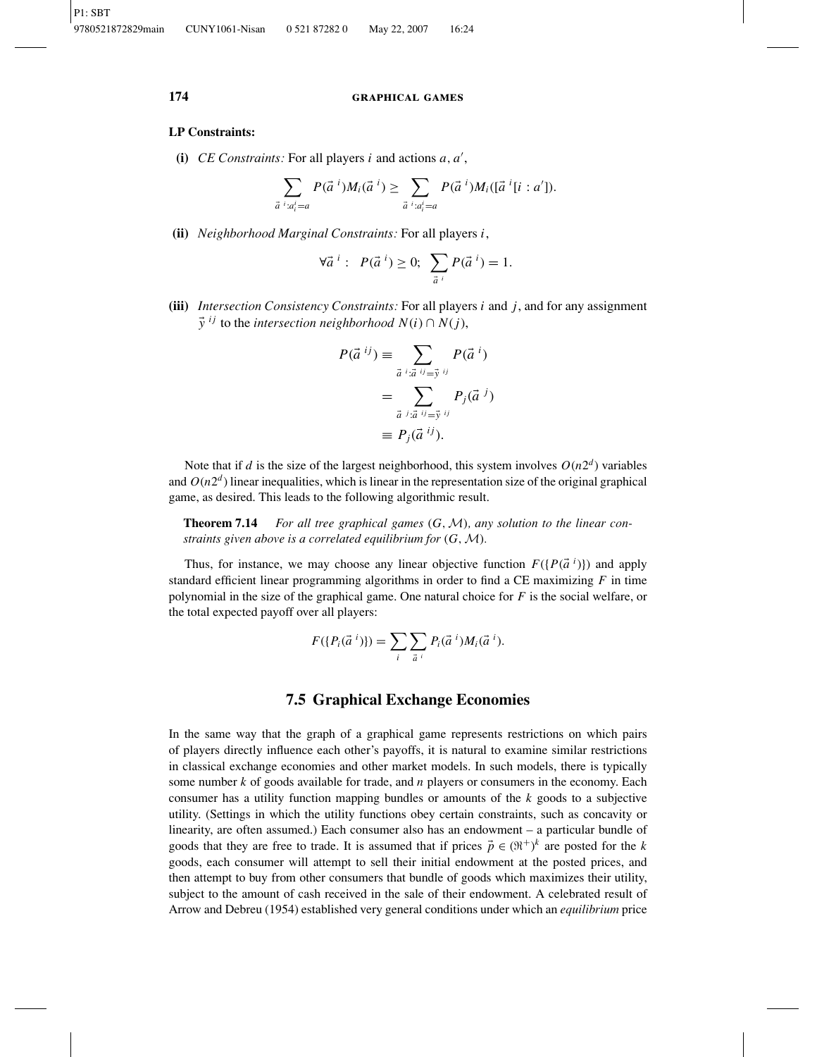**LP Constraints:**

**(i)** *CE Constraints:* For all players $i$ and actions $a, a'$,

$$\sum_{\vec{a}^{\,i}:a_i^i=a} P(\vec{a}^{\,i})M_i(\vec{a}^{\,i}) \geq \sum_{\vec{a}^{\,i}:a_i^i=a} P(\vec{a}^{\,i})M_i([\vec{a}^{\,i}[i:a']).$$

**(ii)** *Neighborhood Marginal Constraints:* For all players $i$,

$$\forall \vec{a}^{\,i}: \;\; P(\vec{a}^{\,i}) \geq 0; \;\; \sum_{\vec{a}^{\,i}} P(\vec{a}^{\,i}) = 1.$$

**(iii)** *Intersection Consistency Constraints:* For all players $i$ and $j$, and for any assignment $\vec{y}^{\,ij}$ to the *intersection neighborhood* $N(i) \cap N(j)$,

$$\begin{aligned} P(\vec{a}^{\,ij}) &\equiv \sum_{\vec{a}^{\,i}:\vec{a}^{\,ij}=\vec{y}^{\,ij}} P(\vec{a}^{\,i}) \\ &= \sum_{\vec{a}^{\,j}:\vec{a}^{\,ij}=\vec{y}^{\,ij}} P_j(\vec{a}^{\,j}) \\ &\equiv P_j(\vec{a}^{\,ij}). \end{aligned}$$

Note that if $d$ is the size of the largest neighborhood, this system involves $O(n2^d)$ variables and $O(n2^d)$ linear inequalities, which is linear in the representation size of the original graphical game, as desired. This leads to the following algorithmic result.

**Theorem 7.14** *For all tree graphical games* $(G, \mathcal{M})$*, any solution to the linear constraints given above is a correlated equilibrium for* $(G, \mathcal{M})$.

Thus, for instance, we may choose any linear objective function $F(\{P(\vec{a}^{\,i})\})$ and apply standard efficient linear programming algorithms in order to find a CE maximizing $F$ in time polynomial in the size of the graphical game. One natural choice for $F$ is the social welfare, or the total expected payoff over all players:

$$F(\{P_i(\vec{a}^{\,i})\}) = \sum_i \sum_{\vec{a}^{\,i}} P_i(\vec{a}^{\,i})M_i(\vec{a}^{\,i}).$$

## 7.5 Graphical Exchange Economies

In the same way that the graph of a graphical game represents restrictions on which pairs of players directly influence each other's payoffs, it is natural to examine similar restrictions in classical exchange economies and other market models. In such models, there is typically some number $k$ of goods available for trade, and $n$ players or consumers in the economy. Each consumer has a utility function mapping bundles or amounts of the $k$ goods to a subjective utility. (Settings in which the utility functions obey certain constraints, such as concavity or linearity, are often assumed.) Each consumer also has an endowment – a particular bundle of goods that they are free to trade. It is assumed that if prices $\vec{p} \in (\Re^+)^k$ are posted for the $k$ goods, each consumer will attempt to sell their initial endowment at the posted prices, and then attempt to buy from other consumers that bundle of goods which maximizes their utility, subject to the amount of cash received in the sale of their endowment. A celebrated result of Arrow and Debreu (1954) established very general conditions under which an *equilibrium* price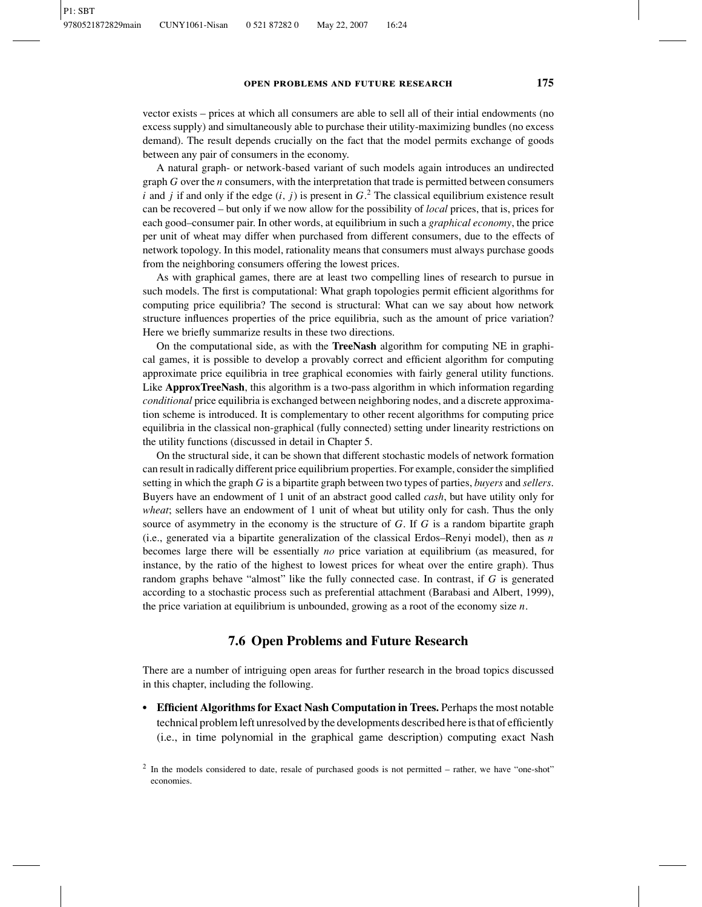vector exists – prices at which all consumers are able to sell all of their intial endowments (no excess supply) and simultaneously able to purchase their utility-maximizing bundles (no excess demand). The result depends crucially on the fact that the model permits exchange of goods between any pair of consumers in the economy.

A natural graph- or network-based variant of such models again introduces an undirected graph $G$ over the $n$ consumers, with the interpretation that trade is permitted between consumers $i$ and $j$ if and only if the edge $(i, j)$ is present in $G$.[2] The classical equilibrium existence result can be recovered – but only if we now allow for the possibility of *local* prices, that is, prices for each good–consumer pair. In other words, at equilibrium in such a *graphical economy*, the price per unit of wheat may differ when purchased from different consumers, due to the effects of network topology. In this model, rationality means that consumers must always purchase goods from the neighboring consumers offering the lowest prices.

As with graphical games, there are at least two compelling lines of research to pursue in such models. The first is computational: What graph topologies permit efficient algorithms for computing price equilibria? The second is structural: What can we say about how network structure influences properties of the price equilibria, such as the amount of price variation? Here we briefly summarize results in these two directions.

On the computational side, as with the **TreeNash** algorithm for computing NE in graphical games, it is possible to develop a provably correct and efficient algorithm for computing approximate price equilibria in tree graphical economies with fairly general utility functions. Like **ApproxTreeNash**, this algorithm is a two-pass algorithm in which information regarding *conditional* price equilibria is exchanged between neighboring nodes, and a discrete approximation scheme is introduced. It is complementary to other recent algorithms for computing price equilibria in the classical non-graphical (fully connected) setting under linearity restrictions on the utility functions (discussed in detail in Chapter 5.

On the structural side, it can be shown that different stochastic models of network formation can result in radically different price equilibrium properties. For example, consider the simplified setting in which the graph $G$ is a bipartite graph between two types of parties, *buyers* and *sellers*. Buyers have an endowment of 1 unit of an abstract good called *cash*, but have utility only for *wheat*; sellers have an endowment of 1 unit of wheat but utility only for cash. Thus the only source of asymmetry in the economy is the structure of $G$. If $G$ is a random bipartite graph (i.e., generated via a bipartite generalization of the classical Erdos–Renyi model), then as $n$ becomes large there will be essentially *no* price variation at equilibrium (as measured, for instance, by the ratio of the highest to lowest prices for wheat over the entire graph). Thus random graphs behave "almost" like the fully connected case. In contrast, if $G$ is generated according to a stochastic process such as preferential attachment (Barabasi and Albert, 1999), the price variation at equilibrium is unbounded, growing as a root of the economy size $n$.

## 7.6 Open Problems and Future Research

There are a number of intriguing open areas for further research in the broad topics discussed in this chapter, including the following.

- **Efficient Algorithms for Exact Nash Computation in Trees.** Perhaps the most notable technical problem left unresolved by the developments described here is that of efficiently (i.e., in time polynomial in the graphical game description) computing exact Nash

[2] In the models considered to date, resale of purchased goods is not permitted – rather, we have "one-shot" economies.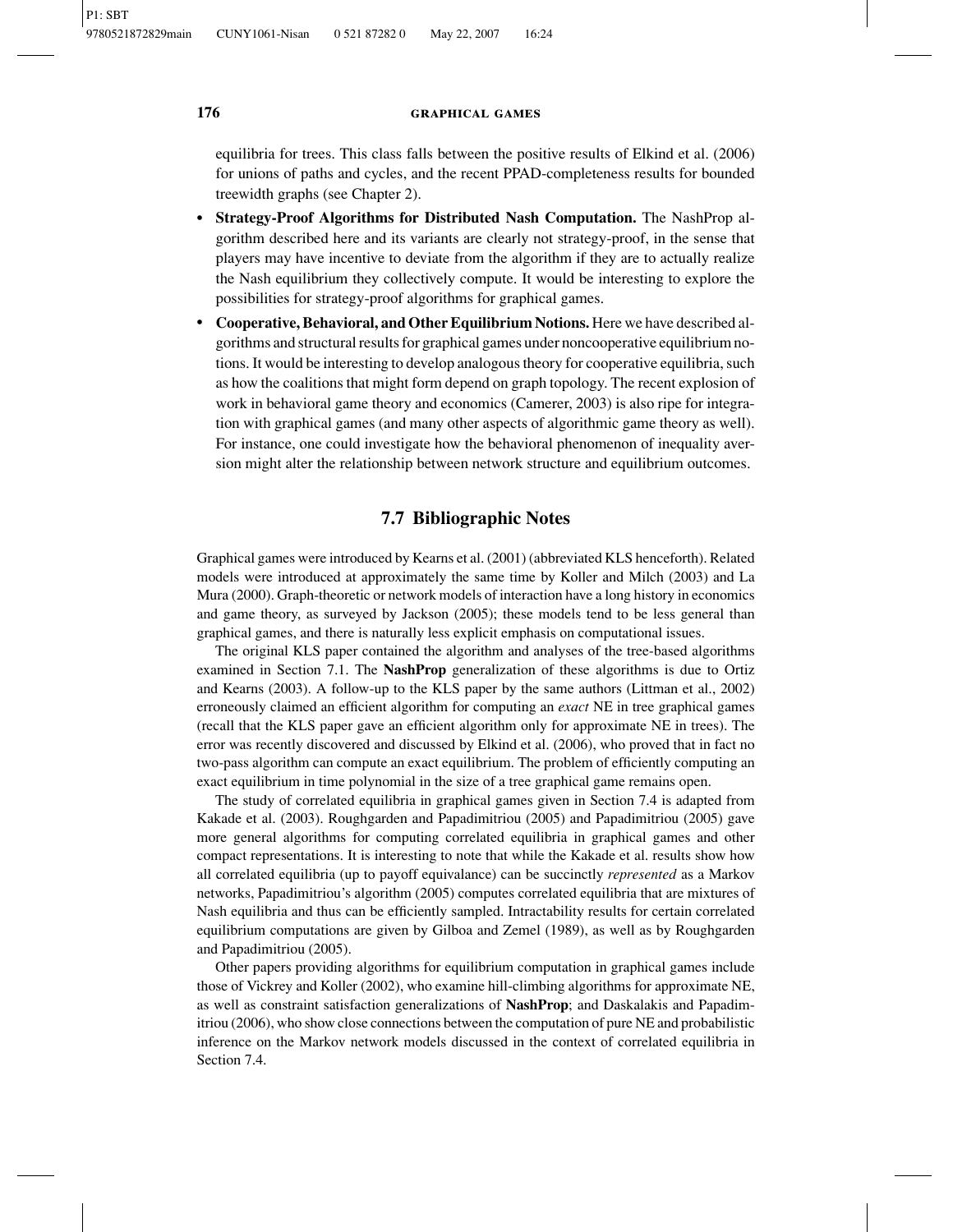equilibria for trees. This class falls between the positive results of Elkind et al. (2006) for unions of paths and cycles, and the recent PPAD-completeness results for bounded treewidth graphs (see Chapter 2).

- **Strategy-Proof Algorithms for Distributed Nash Computation.** The NashProp algorithm described here and its variants are clearly not strategy-proof, in the sense that players may have incentive to deviate from the algorithm if they are to actually realize the Nash equilibrium they collectively compute. It would be interesting to explore the possibilities for strategy-proof algorithms for graphical games.
- **Cooperative, Behavioral, and Other Equilibrium Notions.** Here we have described algorithms and structural results for graphical games under noncooperative equilibrium notions. It would be interesting to develop analogous theory for cooperative equilibria, such as how the coalitions that might form depend on graph topology. The recent explosion of work in behavioral game theory and economics (Camerer, 2003) is also ripe for integration with graphical games (and many other aspects of algorithmic game theory as well). For instance, one could investigate how the behavioral phenomenon of inequality aversion might alter the relationship between network structure and equilibrium outcomes.

## 7.7 Bibliographic Notes

Graphical games were introduced by Kearns et al. (2001) (abbreviated KLS henceforth). Related models were introduced at approximately the same time by Koller and Milch (2003) and La Mura (2000). Graph-theoretic or network models of interaction have a long history in economics and game theory, as surveyed by Jackson (2005); these models tend to be less general than graphical games, and there is naturally less explicit emphasis on computational issues.

The original KLS paper contained the algorithm and analyses of the tree-based algorithms examined in Section 7.1. The **NashProp** generalization of these algorithms is due to Ortiz and Kearns (2003). A follow-up to the KLS paper by the same authors (Littman et al., 2002) erroneously claimed an efficient algorithm for computing an *exact* NE in tree graphical games (recall that the KLS paper gave an efficient algorithm only for approximate NE in trees). The error was recently discovered and discussed by Elkind et al. (2006), who proved that in fact no two-pass algorithm can compute an exact equilibrium. The problem of efficiently computing an exact equilibrium in time polynomial in the size of a tree graphical game remains open.

The study of correlated equilibria in graphical games given in Section 7.4 is adapted from Kakade et al. (2003). Roughgarden and Papadimitriou (2005) and Papadimitriou (2005) gave more general algorithms for computing correlated equilibria in graphical games and other compact representations. It is interesting to note that while the Kakade et al. results show how all correlated equilibria (up to payoff equivalance) can be succinctly *represented* as a Markov networks, Papadimitriou's algorithm (2005) computes correlated equilibria that are mixtures of Nash equilibria and thus can be efficiently sampled. Intractability results for certain correlated equilibrium computations are given by Gilboa and Zemel (1989), as well as by Roughgarden and Papadimitriou (2005).

Other papers providing algorithms for equilibrium computation in graphical games include those of Vickrey and Koller (2002), who examine hill-climbing algorithms for approximate NE, as well as constraint satisfaction generalizations of **NashProp**; and Daskalakis and Papadimitriou (2006), who show close connections between the computation of pure NE and probabilistic inference on the Markov network models discussed in the context of correlated equilibria in Section 7.4.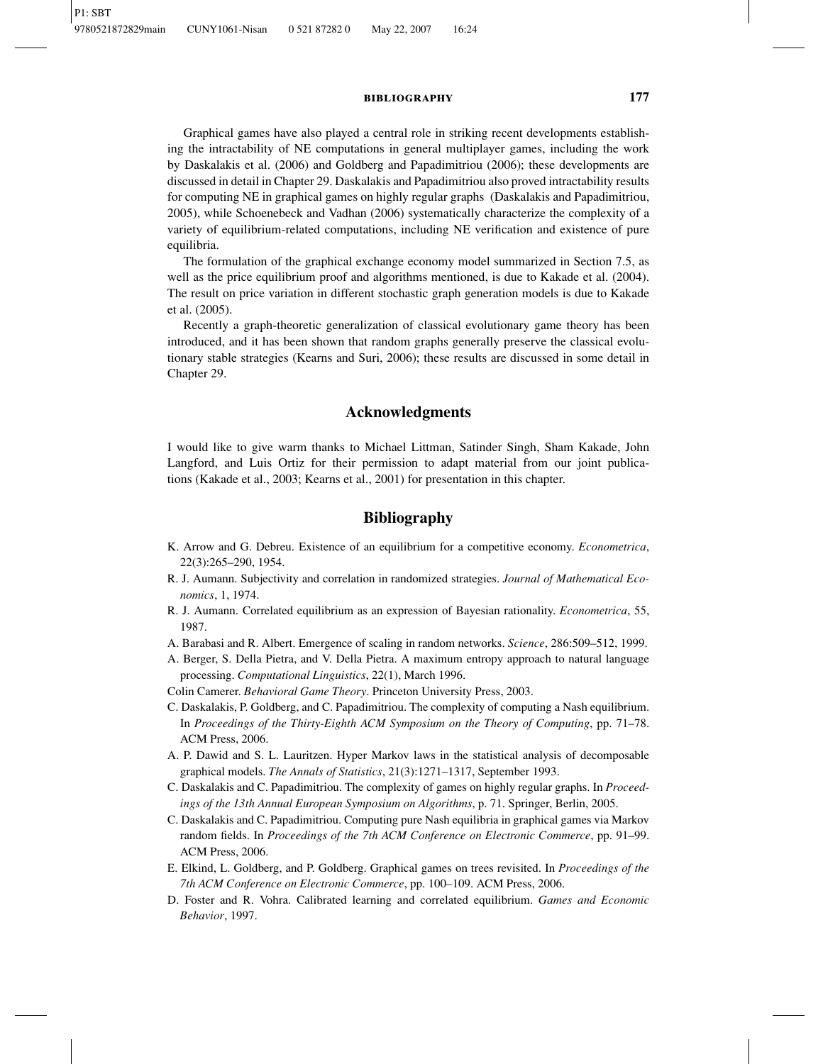Graphical games have also played a central role in striking recent developments establishing the intractability of NE computations in general multiplayer games, including the work by Daskalakis et al. (2006) and Goldberg and Papadimitriou (2006); these developments are discussed in detail in Chapter 29. Daskalakis and Papadimitriou also proved intractability results for computing NE in graphical games on highly regular graphs (Daskalakis and Papadimitriou, 2005), while Schoenebeck and Vadhan (2006) systematically characterize the complexity of a variety of equilibrium-related computations, including NE verification and existence of pure equilibria.

The formulation of the graphical exchange economy model summarized in Section 7.5, as well as the price equilibrium proof and algorithms mentioned, is due to Kakade et al. (2004). The result on price variation in different stochastic graph generation models is due to Kakade et al. (2005).

Recently a graph-theoretic generalization of classical evolutionary game theory has been introduced, and it has been shown that random graphs generally preserve the classical evolutionary stable strategies (Kearns and Suri, 2006); these results are discussed in some detail in Chapter 29.

## Acknowledgments

I would like to give warm thanks to Michael Littman, Satinder Singh, Sham Kakade, John Langford, and Luis Ortiz for their permission to adapt material from our joint publications (Kakade et al., 2003; Kearns et al., 2001) for presentation in this chapter.

## Bibliography

K. Arrow and G. Debreu. Existence of an equilibrium for a competitive economy. *Econometrica*, 22(3):265–290, 1954.

R. J. Aumann. Subjectivity and correlation in randomized strategies. *Journal of Mathematical Economics*, 1, 1974.

R. J. Aumann. Correlated equilibrium as an expression of Bayesian rationality. *Econometrica*, 55, 1987.

A. Barabasi and R. Albert. Emergence of scaling in random networks. *Science*, 286:509–512, 1999.

A. Berger, S. Della Pietra, and V. Della Pietra. A maximum entropy approach to natural language processing. *Computational Linguistics*, 22(1), March 1996.

Colin Camerer. *Behavioral Game Theory*. Princeton University Press, 2003.

C. Daskalakis, P. Goldberg, and C. Papadimitriou. The complexity of computing a Nash equilibrium. In *Proceedings of the Thirty-Eighth ACM Symposium on the Theory of Computing*, pp. 71–78. ACM Press, 2006.

A. P. Dawid and S. L. Lauritzen. Hyper Markov laws in the statistical analysis of decomposable graphical models. *The Annals of Statistics*, 21(3):1271–1317, September 1993.

C. Daskalakis and C. Papadimitriou. The complexity of games on highly regular graphs. In *Proceedings of the 13th Annual European Symposium on Algorithms*, p. 71. Springer, Berlin, 2005.

C. Daskalakis and C. Papadimitriou. Computing pure Nash equilibria in graphical games via Markov random fields. In *Proceedings of the 7th ACM Conference on Electronic Commerce*, pp. 91–99. ACM Press, 2006.

E. Elkind, L. Goldberg, and P. Goldberg. Graphical games on trees revisited. In *Proceedings of the 7th ACM Conference on Electronic Commerce*, pp. 100–109. ACM Press, 2006.

D. Foster and R. Vohra. Calibrated learning and correlated equilibrium. *Games and Economic Behavior*, 1997.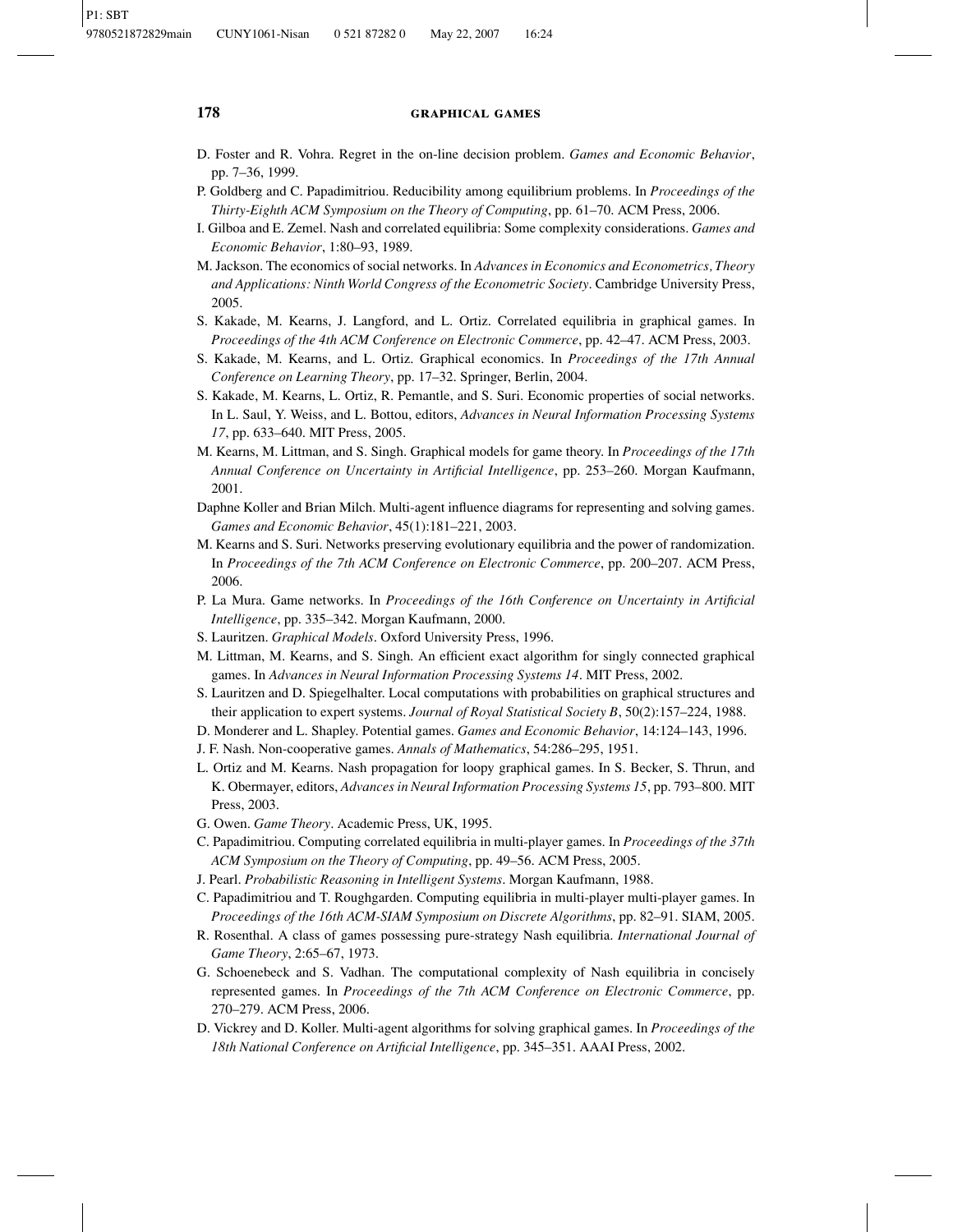D. Foster and R. Vohra. Regret in the on-line decision problem. *Games and Economic Behavior*, pp. 7–36, 1999.

P. Goldberg and C. Papadimitriou. Reducibility among equilibrium problems. In *Proceedings of the Thirty-Eighth ACM Symposium on the Theory of Computing*, pp. 61–70. ACM Press, 2006.

I. Gilboa and E. Zemel. Nash and correlated equilibria: Some complexity considerations. *Games and Economic Behavior*, 1:80–93, 1989.

M. Jackson. The economics of social networks. In *Advances in Economics and Econometrics, Theory and Applications: Ninth World Congress of the Econometric Society*. Cambridge University Press, 2005.

S. Kakade, M. Kearns, J. Langford, and L. Ortiz. Correlated equilibria in graphical games. In *Proceedings of the 4th ACM Conference on Electronic Commerce*, pp. 42–47. ACM Press, 2003.

S. Kakade, M. Kearns, and L. Ortiz. Graphical economics. In *Proceedings of the 17th Annual Conference on Learning Theory*, pp. 17–32. Springer, Berlin, 2004.

S. Kakade, M. Kearns, L. Ortiz, R. Pemantle, and S. Suri. Economic properties of social networks. In L. Saul, Y. Weiss, and L. Bottou, editors, *Advances in Neural Information Processing Systems 17*, pp. 633–640. MIT Press, 2005.

M. Kearns, M. Littman, and S. Singh. Graphical models for game theory. In *Proceedings of the 17th Annual Conference on Uncertainty in Artificial Intelligence*, pp. 253–260. Morgan Kaufmann, 2001.

Daphne Koller and Brian Milch. Multi-agent influence diagrams for representing and solving games. *Games and Economic Behavior*, 45(1):181–221, 2003.

M. Kearns and S. Suri. Networks preserving evolutionary equilibria and the power of randomization. In *Proceedings of the 7th ACM Conference on Electronic Commerce*, pp. 200–207. ACM Press, 2006.

P. La Mura. Game networks. In *Proceedings of the 16th Conference on Uncertainty in Artificial Intelligence*, pp. 335–342. Morgan Kaufmann, 2000.

S. Lauritzen. *Graphical Models*. Oxford University Press, 1996.

M. Littman, M. Kearns, and S. Singh. An efficient exact algorithm for singly connected graphical games. In *Advances in Neural Information Processing Systems 14*. MIT Press, 2002.

S. Lauritzen and D. Spiegelhalter. Local computations with probabilities on graphical structures and their application to expert systems. *Journal of Royal Statistical Society B*, 50(2):157–224, 1988.

D. Monderer and L. Shapley. Potential games. *Games and Economic Behavior*, 14:124–143, 1996.

J. F. Nash. Non-cooperative games. *Annals of Mathematics*, 54:286–295, 1951.

L. Ortiz and M. Kearns. Nash propagation for loopy graphical games. In S. Becker, S. Thrun, and K. Obermayer, editors, *Advances in Neural Information Processing Systems 15*, pp. 793–800. MIT Press, 2003.

G. Owen. *Game Theory*. Academic Press, UK, 1995.

C. Papadimitriou. Computing correlated equilibria in multi-player games. In *Proceedings of the 37th ACM Symposium on the Theory of Computing*, pp. 49–56. ACM Press, 2005.

J. Pearl. *Probabilistic Reasoning in Intelligent Systems*. Morgan Kaufmann, 1988.

C. Papadimitriou and T. Roughgarden. Computing equilibria in multi-player multi-player games. In *Proceedings of the 16th ACM-SIAM Symposium on Discrete Algorithms*, pp. 82–91. SIAM, 2005.

R. Rosenthal. A class of games possessing pure-strategy Nash equilibria. *International Journal of Game Theory*, 2:65–67, 1973.

G. Schoenebeck and S. Vadhan. The computational complexity of Nash equilibria in concisely represented games. In *Proceedings of the 7th ACM Conference on Electronic Commerce*, pp. 270–279. ACM Press, 2006.

D. Vickrey and D. Koller. Multi-agent algorithms for solving graphical games. In *Proceedings of the 18th National Conference on Artificial Intelligence*, pp. 345–351. AAAI Press, 2002.